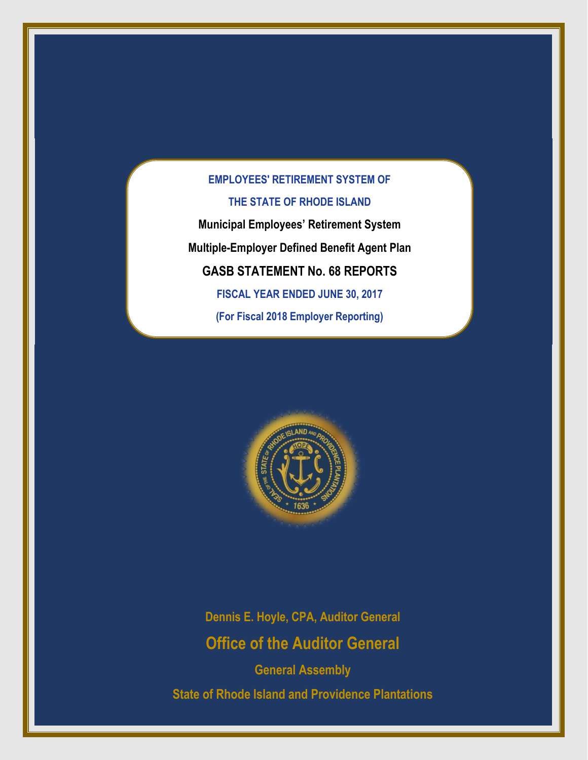# EMPLOYEES' RETIREMENT SYSTEM OF THE STATE OF RHODE ISLAND

## Municipal Employees' Retirement System

## Multiple-Employer Defined Benefit Agent Plan

## GASB STATEMENT No. 68 REPORTS

**FISCAL YEAR ENDED JUNE 30, 2017**

**(For Fiscal 2018 Employer Reporting)**

**Dennis E. Hoyle, CPA, Auditor General**

**Office of the Auditor General**

**General Assembly**

**State of Rhode Island and Providence Plantations**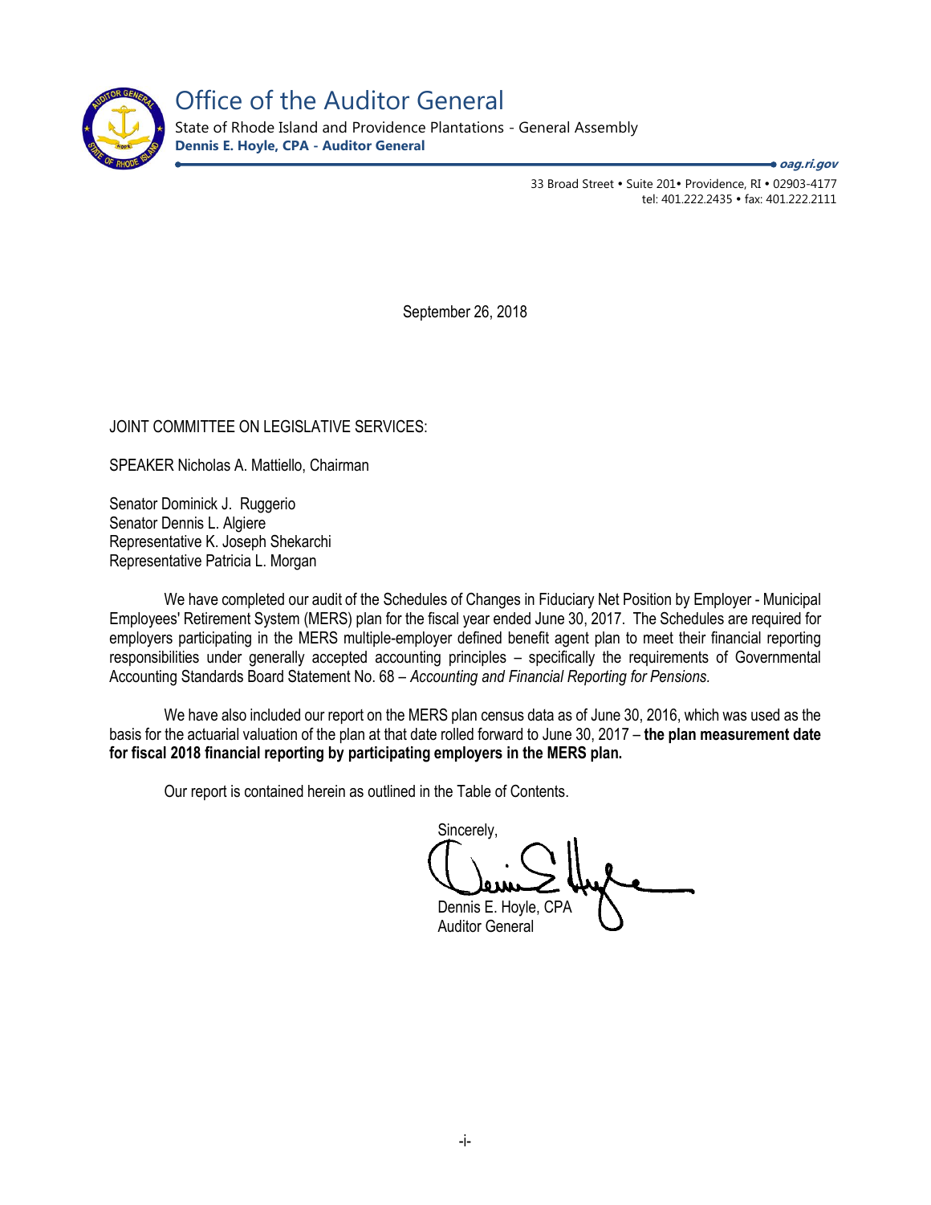# Office of the Auditor General

State of Rhode Island and Providence Plantations - General Assembly

**Dennis E. Hoyle, CPA - Auditor General**

***oag.ri.gov***

33 Broad Street • Suite 201• Providence, RI • 02903-4177
tel: 401.222.2435 • fax: 401.222.2111

September 26, 2018

JOINT COMMITTEE ON LEGISLATIVE SERVICES:

SPEAKER Nicholas A. Mattiello, Chairman

Senator Dominick J. Ruggerio
Senator Dennis L. Algiere
Representative K. Joseph Shekarchi
Representative Patricia L. Morgan

We have completed our audit of the Schedules of Changes in Fiduciary Net Position by Employer - Municipal Employees' Retirement System (MERS) plan for the fiscal year ended June 30, 2017. The Schedules are required for employers participating in the MERS multiple-employer defined benefit agent plan to meet their financial reporting responsibilities under generally accepted accounting principles – specifically the requirements of Governmental Accounting Standards Board Statement No. 68 – *Accounting and Financial Reporting for Pensions.*

We have also included our report on the MERS plan census data as of June 30, 2016, which was used as the basis for the actuarial valuation of the plan at that date rolled forward to June 30, 2017 – **the plan measurement date for fiscal 2018 financial reporting by participating employers in the MERS plan.**

Our report is contained herein as outlined in the Table of Contents.

Sincerely,

Dennis E. Hoyle, CPA
Auditor General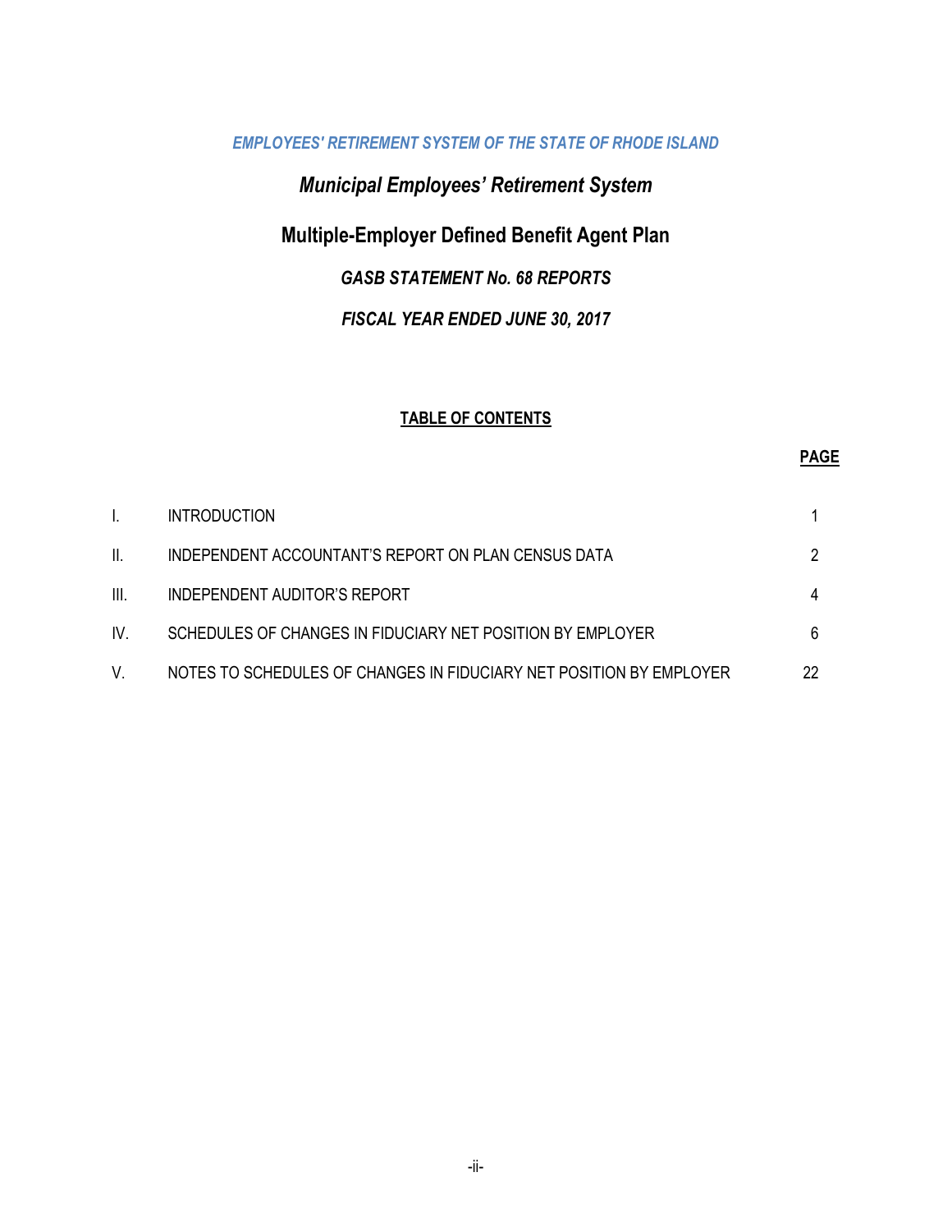*EMPLOYEES' RETIREMENT SYSTEM OF THE STATE OF RHODE ISLAND*

## *Municipal Employees' Retirement System*

## Multiple-Employer Defined Benefit Agent Plan

### *GASB STATEMENT No. 68 REPORTS*

### *FISCAL YEAR ENDED JUNE 30, 2017*

**TABLE OF CONTENTS**

| | | **PAGE** |
|---|---|---|
| I. | INTRODUCTION | 1 |
| II. | INDEPENDENT ACCOUNTANT'S REPORT ON PLAN CENSUS DATA | 2 |
| III. | INDEPENDENT AUDITOR'S REPORT | 4 |
| IV. | SCHEDULES OF CHANGES IN FIDUCIARY NET POSITION BY EMPLOYER | 6 |
| V. | NOTES TO SCHEDULES OF CHANGES IN FIDUCIARY NET POSITION BY EMPLOYER | 22 |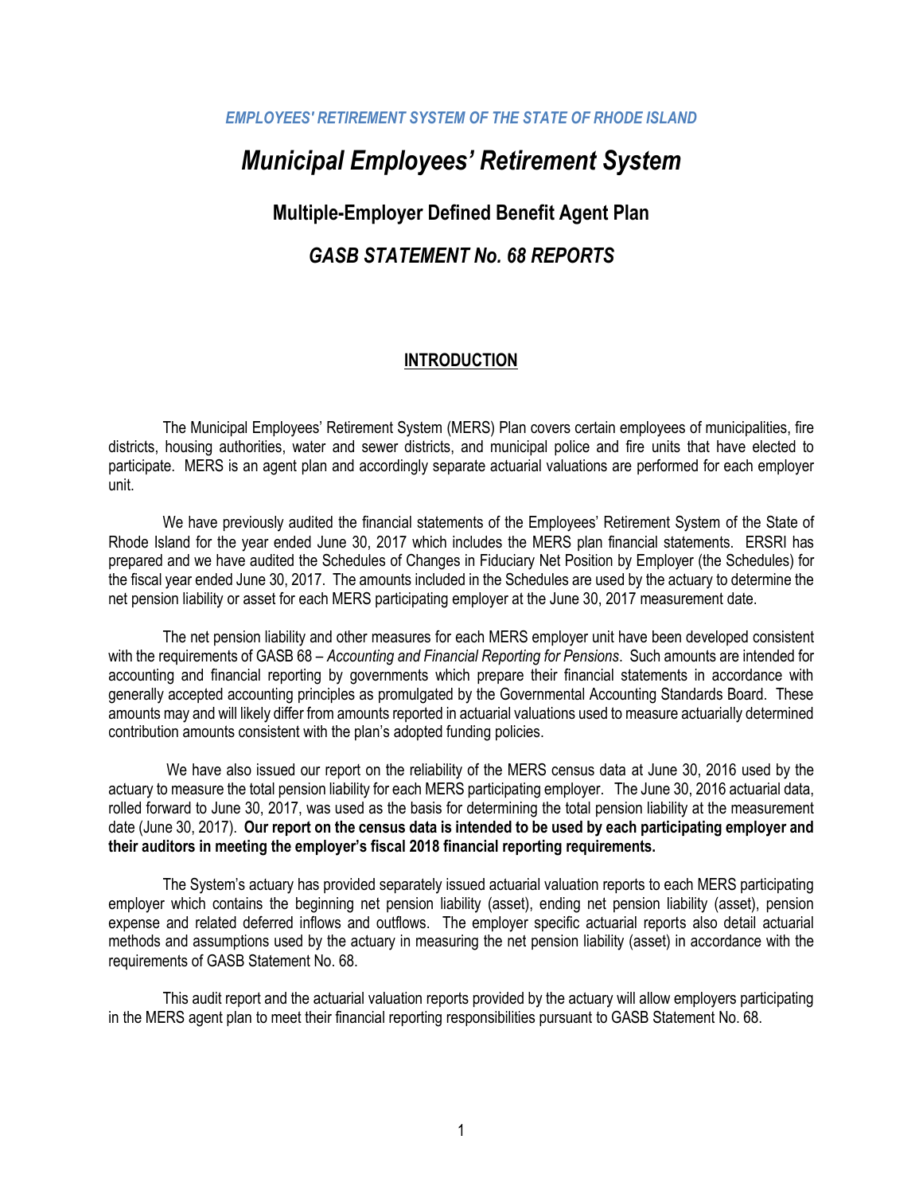*EMPLOYEES' RETIREMENT SYSTEM OF THE STATE OF RHODE ISLAND*

# *Municipal Employees' Retirement System*

## Multiple-Employer Defined Benefit Agent Plan

## *GASB STATEMENT No. 68 REPORTS*

### INTRODUCTION

The Municipal Employees' Retirement System (MERS) Plan covers certain employees of municipalities, fire districts, housing authorities, water and sewer districts, and municipal police and fire units that have elected to participate. MERS is an agent plan and accordingly separate actuarial valuations are performed for each employer unit.

We have previously audited the financial statements of the Employees' Retirement System of the State of Rhode Island for the year ended June 30, 2017 which includes the MERS plan financial statements. ERSRI has prepared and we have audited the Schedules of Changes in Fiduciary Net Position by Employer (the Schedules) for the fiscal year ended June 30, 2017. The amounts included in the Schedules are used by the actuary to determine the net pension liability or asset for each MERS participating employer at the June 30, 2017 measurement date.

The net pension liability and other measures for each MERS employer unit have been developed consistent with the requirements of GASB 68 – *Accounting and Financial Reporting for Pensions*. Such amounts are intended for accounting and financial reporting by governments which prepare their financial statements in accordance with generally accepted accounting principles as promulgated by the Governmental Accounting Standards Board. These amounts may and will likely differ from amounts reported in actuarial valuations used to measure actuarially determined contribution amounts consistent with the plan's adopted funding policies.

We have also issued our report on the reliability of the MERS census data at June 30, 2016 used by the actuary to measure the total pension liability for each MERS participating employer. The June 30, 2016 actuarial data, rolled forward to June 30, 2017, was used as the basis for determining the total pension liability at the measurement date (June 30, 2017). **Our report on the census data is intended to be used by each participating employer and their auditors in meeting the employer's fiscal 2018 financial reporting requirements.**

The System's actuary has provided separately issued actuarial valuation reports to each MERS participating employer which contains the beginning net pension liability (asset), ending net pension liability (asset), pension expense and related deferred inflows and outflows. The employer specific actuarial reports also detail actuarial methods and assumptions used by the actuary in measuring the net pension liability (asset) in accordance with the requirements of GASB Statement No. 68.

This audit report and the actuarial valuation reports provided by the actuary will allow employers participating in the MERS agent plan to meet their financial reporting responsibilities pursuant to GASB Statement No. 68.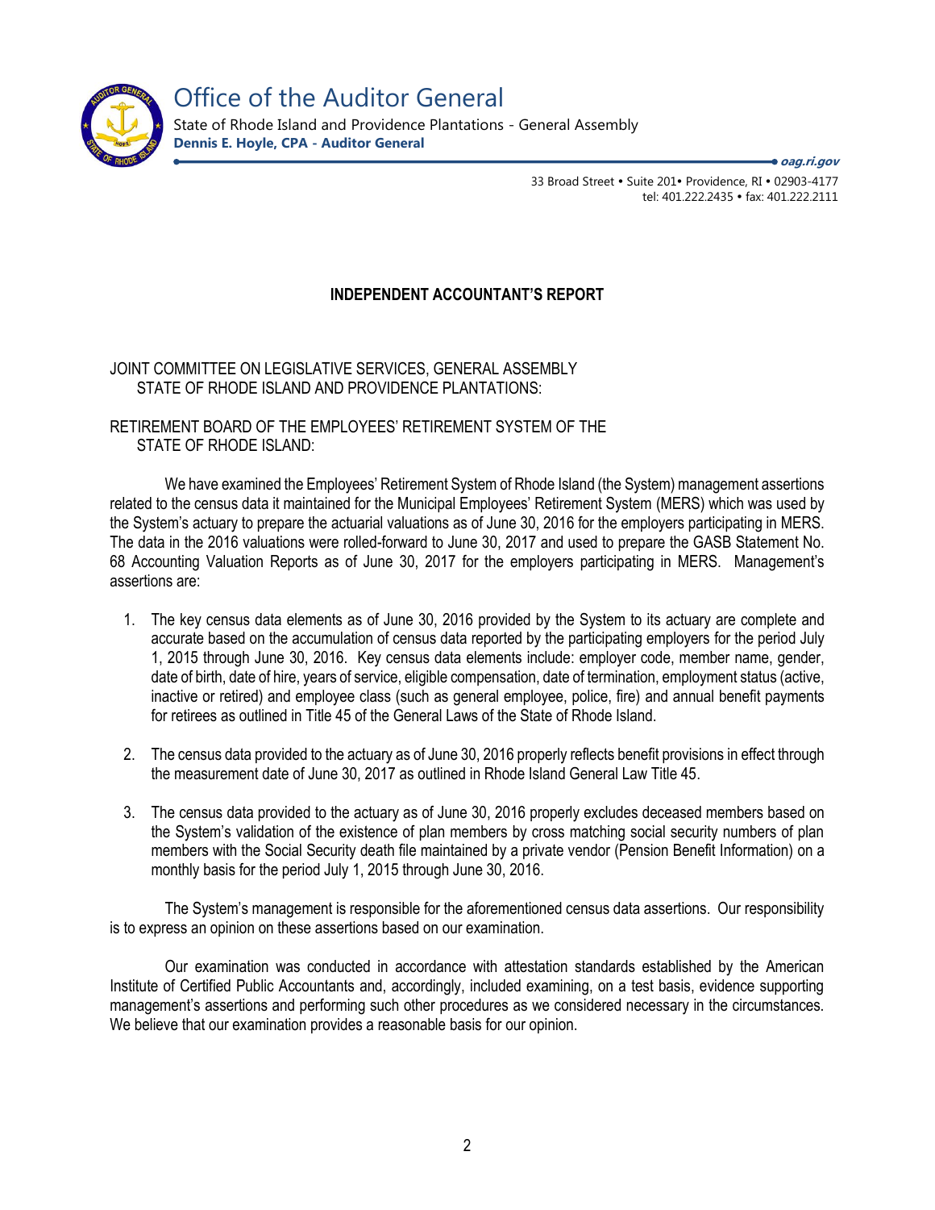# Office of the Auditor General

State of Rhode Island and Providence Plantations - General Assembly
**Dennis E. Hoyle, CPA - Auditor General**

*oag.ri.gov*

33 Broad Street • Suite 201• Providence, RI • 02903-4177
tel: 401.222.2435 • fax: 401.222.2111

## INDEPENDENT ACCOUNTANT'S REPORT

JOINT COMMITTEE ON LEGISLATIVE SERVICES, GENERAL ASSEMBLY
STATE OF RHODE ISLAND AND PROVIDENCE PLANTATIONS:

RETIREMENT BOARD OF THE EMPLOYEES' RETIREMENT SYSTEM OF THE
STATE OF RHODE ISLAND:

We have examined the Employees' Retirement System of Rhode Island (the System) management assertions related to the census data it maintained for the Municipal Employees' Retirement System (MERS) which was used by the System's actuary to prepare the actuarial valuations as of June 30, 2016 for the employers participating in MERS. The data in the 2016 valuations were rolled-forward to June 30, 2017 and used to prepare the GASB Statement No. 68 Accounting Valuation Reports as of June 30, 2017 for the employers participating in MERS. Management's assertions are:

1. The key census data elements as of June 30, 2016 provided by the System to its actuary are complete and accurate based on the accumulation of census data reported by the participating employers for the period July 1, 2015 through June 30, 2016. Key census data elements include: employer code, member name, gender, date of birth, date of hire, years of service, eligible compensation, date of termination, employment status (active, inactive or retired) and employee class (such as general employee, police, fire) and annual benefit payments for retirees as outlined in Title 45 of the General Laws of the State of Rhode Island.

2. The census data provided to the actuary as of June 30, 2016 properly reflects benefit provisions in effect through the measurement date of June 30, 2017 as outlined in Rhode Island General Law Title 45.

3. The census data provided to the actuary as of June 30, 2016 properly excludes deceased members based on the System's validation of the existence of plan members by cross matching social security numbers of plan members with the Social Security death file maintained by a private vendor (Pension Benefit Information) on a monthly basis for the period July 1, 2015 through June 30, 2016.

The System's management is responsible for the aforementioned census data assertions. Our responsibility is to express an opinion on these assertions based on our examination.

Our examination was conducted in accordance with attestation standards established by the American Institute of Certified Public Accountants and, accordingly, included examining, on a test basis, evidence supporting management's assertions and performing such other procedures as we considered necessary in the circumstances. We believe that our examination provides a reasonable basis for our opinion.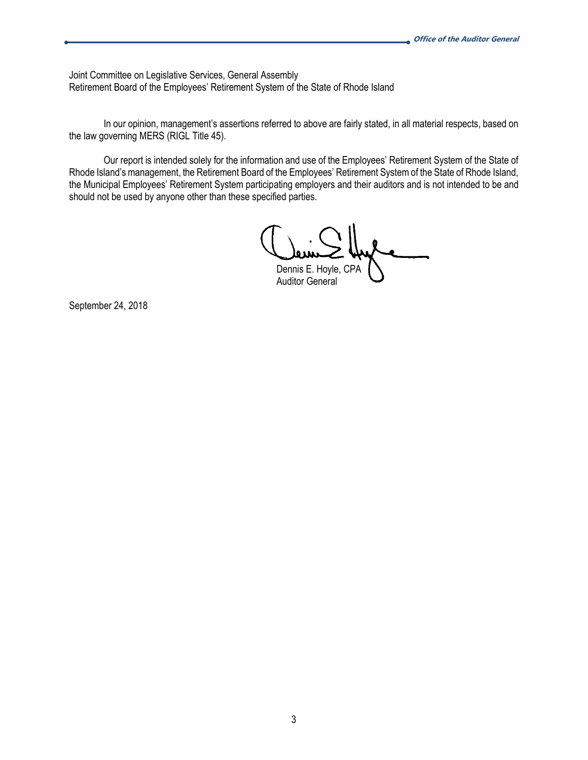Joint Committee on Legislative Services, General Assembly
Retirement Board of the Employees' Retirement System of the State of Rhode Island

In our opinion, management's assertions referred to above are fairly stated, in all material respects, based on the law governing MERS (RIGL Title 45).

Our report is intended solely for the information and use of the Employees' Retirement System of the State of Rhode Island's management, the Retirement Board of the Employees' Retirement System of the State of Rhode Island, the Municipal Employees' Retirement System participating employers and their auditors and is not intended to be and should not be used by anyone other than these specified parties.

Dennis E. Hoyle, CPA
Auditor General

September 24, 2018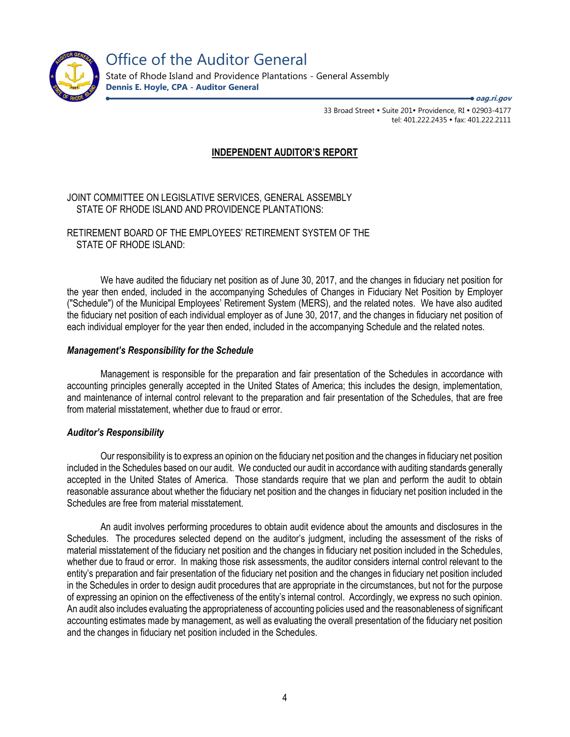# Office of the Auditor General

State of Rhode Island and Providence Plantations - General Assembly

**Dennis E. Hoyle, CPA - Auditor General**

***oag.ri.gov***

33 Broad Street • Suite 201• Providence, RI • 02903-4177
tel: 401.222.2435 • fax: 401.222.2111

## INDEPENDENT AUDITOR'S REPORT

JOINT COMMITTEE ON LEGISLATIVE SERVICES, GENERAL ASSEMBLY
STATE OF RHODE ISLAND AND PROVIDENCE PLANTATIONS:

RETIREMENT BOARD OF THE EMPLOYEES' RETIREMENT SYSTEM OF THE
STATE OF RHODE ISLAND:

We have audited the fiduciary net position as of June 30, 2017, and the changes in fiduciary net position for the year then ended, included in the accompanying Schedules of Changes in Fiduciary Net Position by Employer ("Schedule") of the Municipal Employees' Retirement System (MERS), and the related notes. We have also audited the fiduciary net position of each individual employer as of June 30, 2017, and the changes in fiduciary net position of each individual employer for the year then ended, included in the accompanying Schedule and the related notes.

### *Management's Responsibility for the Schedule*

Management is responsible for the preparation and fair presentation of the Schedules in accordance with accounting principles generally accepted in the United States of America; this includes the design, implementation, and maintenance of internal control relevant to the preparation and fair presentation of the Schedules, that are free from material misstatement, whether due to fraud or error.

### *Auditor's Responsibility*

Our responsibility is to express an opinion on the fiduciary net position and the changes in fiduciary net position included in the Schedules based on our audit. We conducted our audit in accordance with auditing standards generally accepted in the United States of America. Those standards require that we plan and perform the audit to obtain reasonable assurance about whether the fiduciary net position and the changes in fiduciary net position included in the Schedules are free from material misstatement.

An audit involves performing procedures to obtain audit evidence about the amounts and disclosures in the Schedules. The procedures selected depend on the auditor's judgment, including the assessment of the risks of material misstatement of the fiduciary net position and the changes in fiduciary net position included in the Schedules, whether due to fraud or error. In making those risk assessments, the auditor considers internal control relevant to the entity's preparation and fair presentation of the fiduciary net position and the changes in fiduciary net position included in the Schedules in order to design audit procedures that are appropriate in the circumstances, but not for the purpose of expressing an opinion on the effectiveness of the entity's internal control. Accordingly, we express no such opinion. An audit also includes evaluating the appropriateness of accounting policies used and the reasonableness of significant accounting estimates made by management, as well as evaluating the overall presentation of the fiduciary net position and the changes in fiduciary net position included in the Schedules.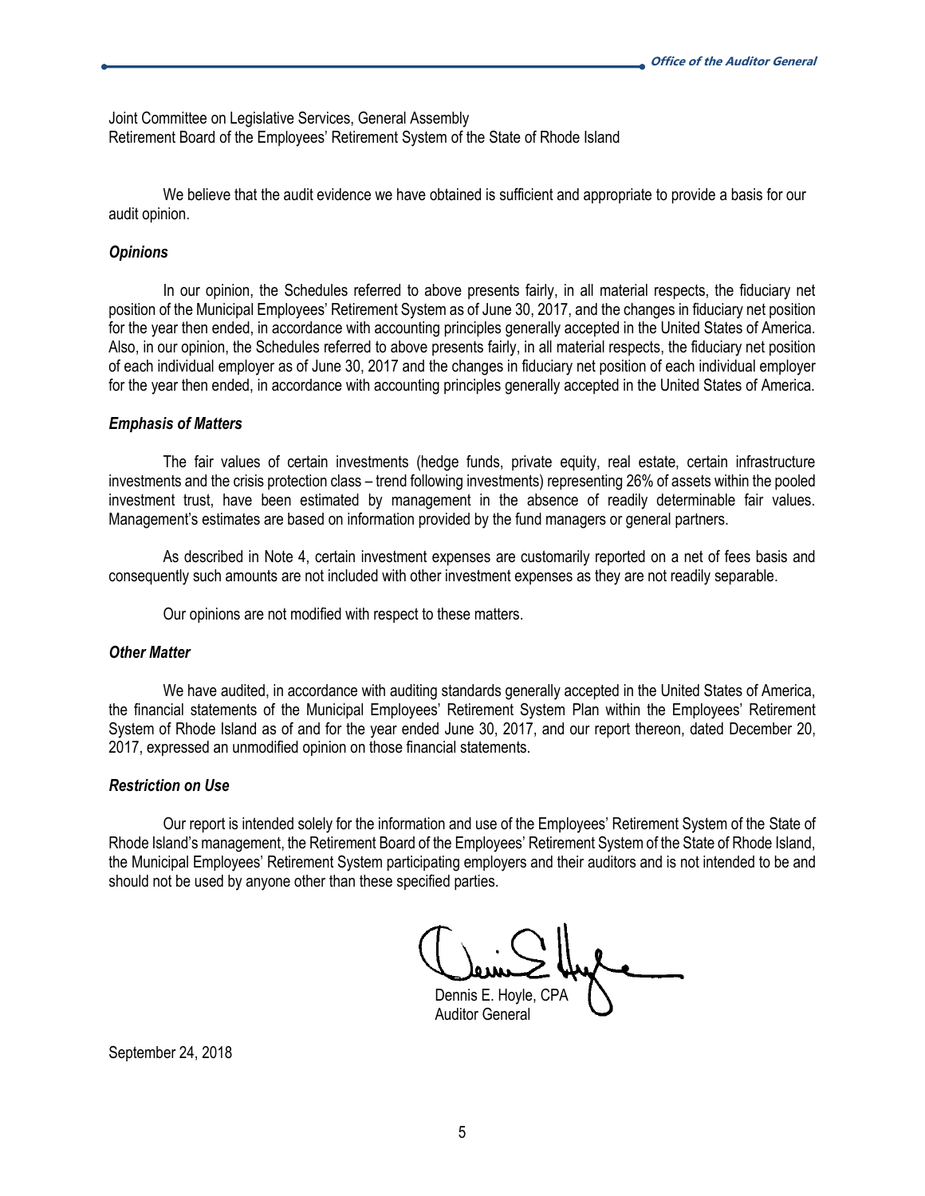Joint Committee on Legislative Services, General Assembly
Retirement Board of the Employees' Retirement System of the State of Rhode Island

We believe that the audit evidence we have obtained is sufficient and appropriate to provide a basis for our audit opinion.

***Opinions***

In our opinion, the Schedules referred to above presents fairly, in all material respects, the fiduciary net position of the Municipal Employees' Retirement System as of June 30, 2017, and the changes in fiduciary net position for the year then ended, in accordance with accounting principles generally accepted in the United States of America. Also, in our opinion, the Schedules referred to above presents fairly, in all material respects, the fiduciary net position of each individual employer as of June 30, 2017 and the changes in fiduciary net position of each individual employer for the year then ended, in accordance with accounting principles generally accepted in the United States of America.

***Emphasis of Matters***

The fair values of certain investments (hedge funds, private equity, real estate, certain infrastructure investments and the crisis protection class – trend following investments) representing 26% of assets within the pooled investment trust, have been estimated by management in the absence of readily determinable fair values. Management's estimates are based on information provided by the fund managers or general partners.

As described in Note 4, certain investment expenses are customarily reported on a net of fees basis and consequently such amounts are not included with other investment expenses as they are not readily separable.

Our opinions are not modified with respect to these matters.

***Other Matter***

We have audited, in accordance with auditing standards generally accepted in the United States of America, the financial statements of the Municipal Employees' Retirement System Plan within the Employees' Retirement System of Rhode Island as of and for the year ended June 30, 2017, and our report thereon, dated December 20, 2017, expressed an unmodified opinion on those financial statements.

***Restriction on Use***

Our report is intended solely for the information and use of the Employees' Retirement System of the State of Rhode Island's management, the Retirement Board of the Employees' Retirement System of the State of Rhode Island, the Municipal Employees' Retirement System participating employers and their auditors and is not intended to be and should not be used by anyone other than these specified parties.

Dennis E. Hoyle, CPA
Auditor General

September 24, 2018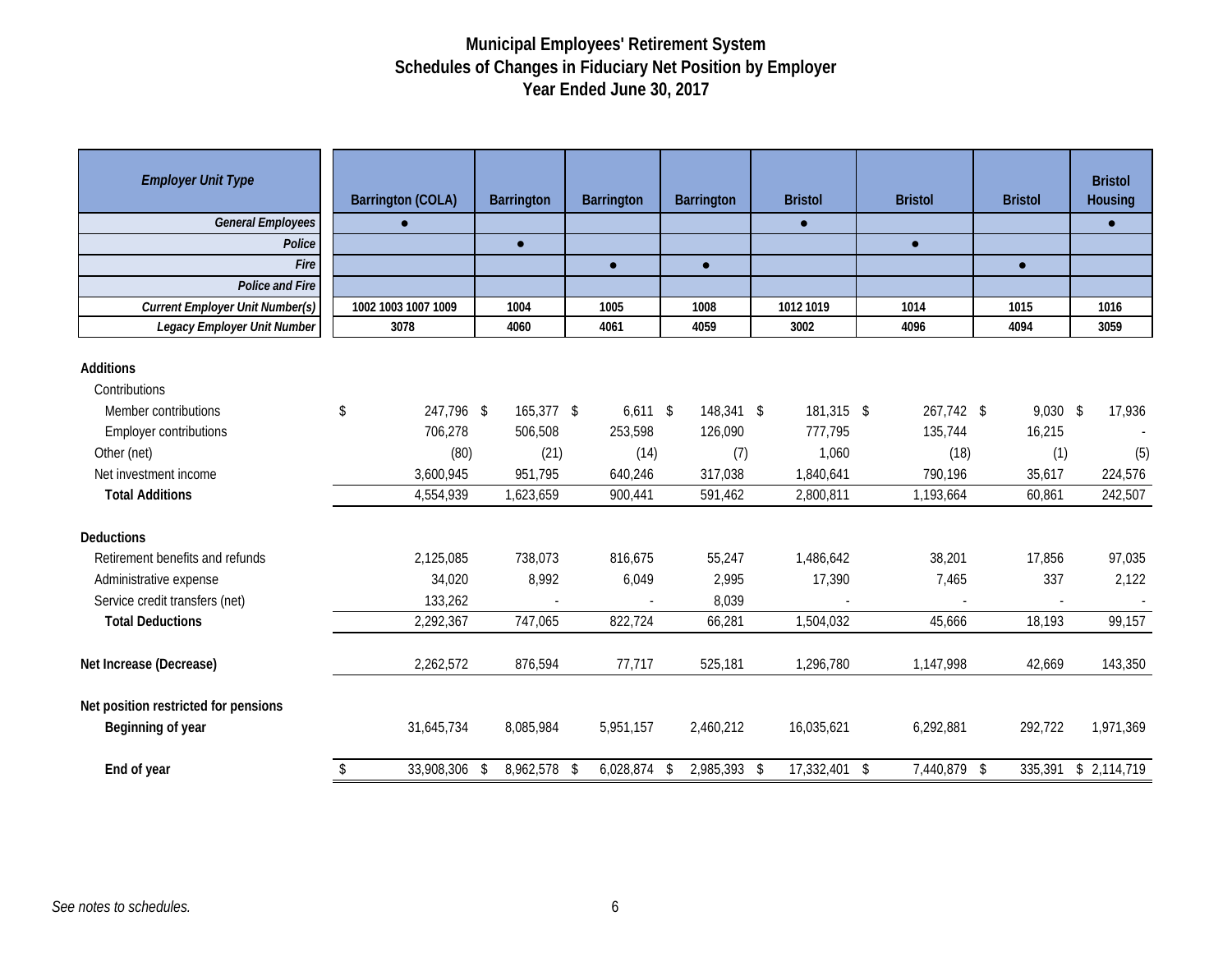# Municipal Employees' Retirement System
## Schedules of Changes in Fiduciary Net Position by Employer
### Year Ended June 30, 2017

| *Employer Unit Type* | Barrington (COLA) | Barrington | Barrington | Barrington | Bristol | Bristol | Bristol | Bristol Housing |
|---|---|---|---|---|---|---|---|---|
| ***General Employees*** | ● | | | | ● | | | ● |
| ***Police*** | | ● | | | | ● | | |
| ***Fire*** | | | ● | ● | | | ● | |
| ***Police and Fire*** | | | | | | | | |
| ***Current Employer Unit Number(s)*** | 1002 1003 1007 1009 | 1004 | 1005 | 1008 | 1012 1019 | 1014 | 1015 | 1016 |
| ***Legacy Employer Unit Number*** | 3078 | 4060 | 4061 | 4059 | 3002 | 4096 | 4094 | 3059 |
| **Additions** | | | | | | | | |
| Contributions | | | | | | | | |
| Member contributions | $ 247,796 | $ 165,377 | $ 6,611 | $ 148,341 | $ 181,315 | $ 267,742 | $ 9,030 | $ 17,936 |
| Employer contributions | 706,278 | 506,508 | 253,598 | 126,090 | 777,795 | 135,744 | 16,215 | - |
| Other (net) | (80) | (21) | (14) | (7) | 1,060 | (18) | (1) | (5) |
| Net investment income | 3,600,945 | 951,795 | 640,246 | 317,038 | 1,840,641 | 790,196 | 35,617 | 224,576 |
| **Total Additions** | 4,554,939 | 1,623,659 | 900,441 | 591,462 | 2,800,811 | 1,193,664 | 60,861 | 242,507 |
| **Deductions** | | | | | | | | |
| Retirement benefits and refunds | 2,125,085 | 738,073 | 816,675 | 55,247 | 1,486,642 | 38,201 | 17,856 | 97,035 |
| Administrative expense | 34,020 | 8,992 | 6,049 | 2,995 | 17,390 | 7,465 | 337 | 2,122 |
| Service credit transfers (net) | 133,262 | - | - | 8,039 | - | - | - | - |
| **Total Deductions** | 2,292,367 | 747,065 | 822,724 | 66,281 | 1,504,032 | 45,666 | 18,193 | 99,157 |
| **Net Increase (Decrease)** | 2,262,572 | 876,594 | 77,717 | 525,181 | 1,296,780 | 1,147,998 | 42,669 | 143,350 |
| **Net position restricted for pensions** | | | | | | | | |
| **Beginning of year** | 31,645,734 | 8,085,984 | 5,951,157 | 2,460,212 | 16,035,621 | 6,292,881 | 292,722 | 1,971,369 |
| **End of year** | $ 33,908,306 | $ 8,962,578 | $ 6,028,874 | $ 2,985,393 | $ 17,332,401 | $ 7,440,879 | $ 335,391 | $ 2,114,719 |

*See notes to schedules.*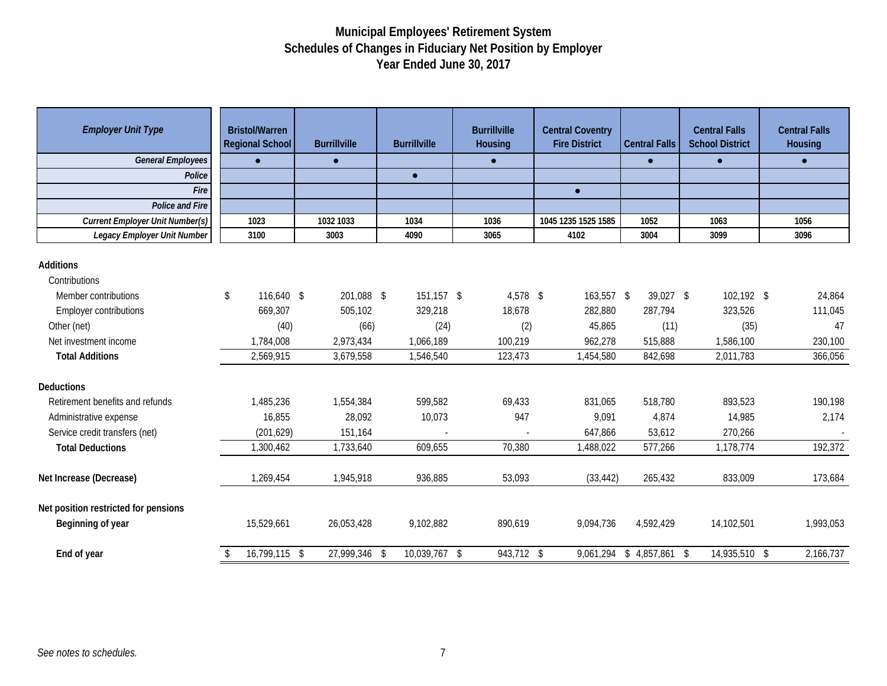# Municipal Employees' Retirement System
## Schedules of Changes in Fiduciary Net Position by Employer
### Year Ended June 30, 2017

| *Employer Unit Type* | Bristol/Warren Regional School | Burrillville | Burrillville | Burrillville Housing | Central Coventry Fire District | Central Falls | Central Falls School District | Central Falls Housing |
|---|---|---|---|---|---|---|---|---|
| *General Employees* | ● | ● | | ● | | ● | ● | ● |
| *Police* | | | ● | | | | | |
| *Fire* | | | | | ● | | | |
| *Police and Fire* | | | | | | | | |
| *Current Employer Unit Number(s)* | 1023 | 1032 1033 | 1034 | 1036 | 1045 1235 1525 1585 | 1052 | 1063 | 1056 |
| *Legacy Employer Unit Number* | 3100 | 3003 | 4090 | 3065 | 4102 | 3004 | 3099 | 3096 |
| **Additions** | | | | | | | | |
| Contributions | | | | | | | | |
| Member contributions | $ 116,640 | $ 201,088 | $ 151,157 | $ 4,578 | $ 163,557 | $ 39,027 | $ 102,192 | $ 24,864 |
| Employer contributions | 669,307 | 505,102 | 329,218 | 18,678 | 282,880 | 287,794 | 323,526 | 111,045 |
| Other (net) | (40) | (66) | (24) | (2) | 45,865 | (11) | (35) | 47 |
| Net investment income | 1,784,008 | 2,973,434 | 1,066,189 | 100,219 | 962,278 | 515,888 | 1,586,100 | 230,100 |
| **Total Additions** | 2,569,915 | 3,679,558 | 1,546,540 | 123,473 | 1,454,580 | 842,698 | 2,011,783 | 366,056 |
| **Deductions** | | | | | | | | |
| Retirement benefits and refunds | 1,485,236 | 1,554,384 | 599,582 | 69,433 | 831,065 | 518,780 | 893,523 | 190,198 |
| Administrative expense | 16,855 | 28,092 | 10,073 | 947 | 9,091 | 4,874 | 14,985 | 2,174 |
| Service credit transfers (net) | (201,629) | 151,164 | - | - | 647,866 | 53,612 | 270,266 | - |
| **Total Deductions** | 1,300,462 | 1,733,640 | 609,655 | 70,380 | 1,488,022 | 577,266 | 1,178,774 | 192,372 |
| **Net Increase (Decrease)** | 1,269,454 | 1,945,918 | 936,885 | 53,093 | (33,442) | 265,432 | 833,009 | 173,684 |
| **Net position restricted for pensions** | | | | | | | | |
| **Beginning of year** | 15,529,661 | 26,053,428 | 9,102,882 | 890,619 | 9,094,736 | 4,592,429 | 14,102,501 | 1,993,053 |
| **End of year** | $ 16,799,115 | $ 27,999,346 | $ 10,039,767 | $ 943,712 | $ 9,061,294 | $ 4,857,861 | $ 14,935,510 | $ 2,166,737 |

*See notes to schedules.*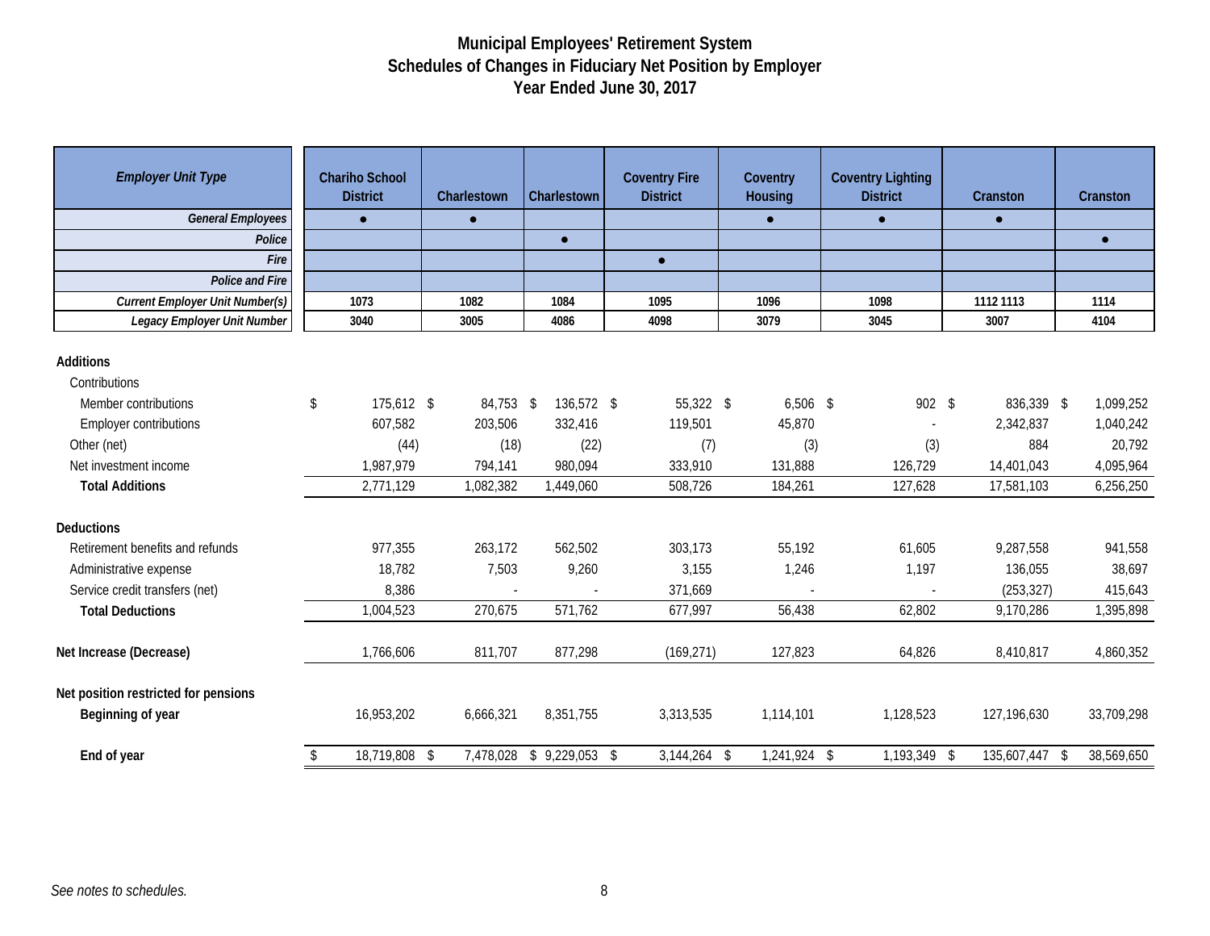# Municipal Employees' Retirement System
## Schedules of Changes in Fiduciary Net Position by Employer
### Year Ended June 30, 2017

| *Employer Unit Type* | Chariho School District | Charlestown | Charlestown | Coventry Fire District | Coventry Housing | Coventry Lighting District | Cranston | Cranston |
|---|---|---|---|---|---|---|---|---|
| *General Employees* | ● | ● | | | ● | ● | ● | |
| *Police* | | | ● | | | | | ● |
| *Fire* | | | | ● | | | | |
| *Police and Fire* | | | | | | | | |
| *Current Employer Unit Number(s)* | 1073 | 1082 | 1084 | 1095 | 1096 | 1098 | 1112 1113 | 1114 |
| *Legacy Employer Unit Number* | 3040 | 3005 | 4086 | 4098 | 3079 | 3045 | 3007 | 4104 |
| **Additions** | | | | | | | | |
| Contributions | | | | | | | | |
| Member contributions | $ 175,612 | $ 84,753 | $ 136,572 | $ 55,322 | $ 6,506 | $ 902 | $ 836,339 | $ 1,099,252 |
| Employer contributions | 607,582 | 203,506 | 332,416 | 119,501 | 45,870 | - | 2,342,837 | 1,040,242 |
| Other (net) | (44) | (18) | (22) | (7) | (3) | (3) | 884 | 20,792 |
| Net investment income | 1,987,979 | 794,141 | 980,094 | 333,910 | 131,888 | 126,729 | 14,401,043 | 4,095,964 |
| **Total Additions** | 2,771,129 | 1,082,382 | 1,449,060 | 508,726 | 184,261 | 127,628 | 17,581,103 | 6,256,250 |
| **Deductions** | | | | | | | | |
| Retirement benefits and refunds | 977,355 | 263,172 | 562,502 | 303,173 | 55,192 | 61,605 | 9,287,558 | 941,558 |
| Administrative expense | 18,782 | 7,503 | 9,260 | 3,155 | 1,246 | 1,197 | 136,055 | 38,697 |
| Service credit transfers (net) | 8,386 | - | - | 371,669 | - | - | (253,327) | 415,643 |
| **Total Deductions** | 1,004,523 | 270,675 | 571,762 | 677,997 | 56,438 | 62,802 | 9,170,286 | 1,395,898 |
| **Net Increase (Decrease)** | 1,766,606 | 811,707 | 877,298 | (169,271) | 127,823 | 64,826 | 8,410,817 | 4,860,352 |
| **Net position restricted for pensions** | | | | | | | | |
| **Beginning of year** | 16,953,202 | 6,666,321 | 8,351,755 | 3,313,535 | 1,114,101 | 1,128,523 | 127,196,630 | 33,709,298 |
| **End of year** | $ 18,719,808 | $ 7,478,028 | $ 9,229,053 | $ 3,144,264 | $ 1,241,924 | $ 1,193,349 | $ 135,607,447 | $ 38,569,650 |

*See notes to schedules.*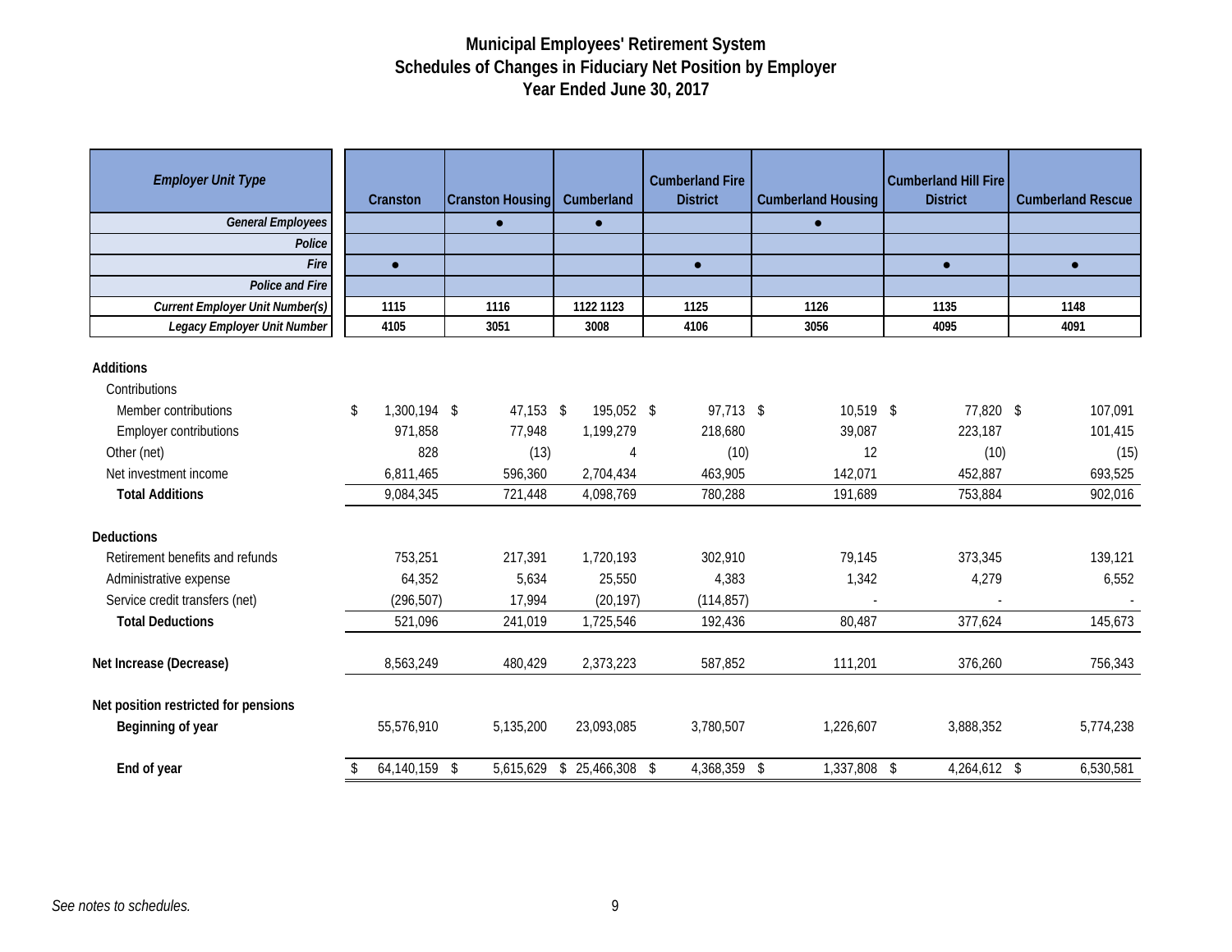# Municipal Employees' Retirement System
## Schedules of Changes in Fiduciary Net Position by Employer
### Year Ended June 30, 2017

| *Employer Unit Type* | Cranston | Cranston Housing | Cumberland | Cumberland Fire District | Cumberland Housing | Cumberland Hill Fire District | Cumberland Rescue |
|---|---|---|---|---|---|---|---|
| *General Employees* | | ● | ● | | ● | | |
| *Police* | | | | | | | |
| *Fire* | ● | | | ● | | ● | ● |
| *Police and Fire* | | | | | | | |
| *Current Employer Unit Number(s)* | 1115 | 1116 | 1122 1123 | 1125 | 1126 | 1135 | 1148 |
| *Legacy Employer Unit Number* | 4105 | 3051 | 3008 | 4106 | 3056 | 4095 | 4091 |
| **Additions** | | | | | | | |
| Contributions | | | | | | | |
| Member contributions | $ 1,300,194 | $ 47,153 | $ 195,052 | $ 97,713 | $ 10,519 | $ 77,820 | $ 107,091 |
| Employer contributions | 971,858 | 77,948 | 1,199,279 | 218,680 | 39,087 | 223,187 | 101,415 |
| Other (net) | 828 | (13) | 4 | (10) | 12 | (10) | (15) |
| Net investment income | 6,811,465 | 596,360 | 2,704,434 | 463,905 | 142,071 | 452,887 | 693,525 |
| **Total Additions** | 9,084,345 | 721,448 | 4,098,769 | 780,288 | 191,689 | 753,884 | 902,016 |
| **Deductions** | | | | | | | |
| Retirement benefits and refunds | 753,251 | 217,391 | 1,720,193 | 302,910 | 79,145 | 373,345 | 139,121 |
| Administrative expense | 64,352 | 5,634 | 25,550 | 4,383 | 1,342 | 4,279 | 6,552 |
| Service credit transfers (net) | (296,507) | 17,994 | (20,197) | (114,857) | - | - | - |
| **Total Deductions** | 521,096 | 241,019 | 1,725,546 | 192,436 | 80,487 | 377,624 | 145,673 |
| **Net Increase (Decrease)** | 8,563,249 | 480,429 | 2,373,223 | 587,852 | 111,201 | 376,260 | 756,343 |
| **Net position restricted for pensions** | | | | | | | |
| **Beginning of year** | 55,576,910 | 5,135,200 | 23,093,085 | 3,780,507 | 1,226,607 | 3,888,352 | 5,774,238 |
| **End of year** | $ 64,140,159 | $ 5,615,629 | $ 25,466,308 | $ 4,368,359 | $ 1,337,808 | $ 4,264,612 | $ 6,530,581 |

*See notes to schedules.*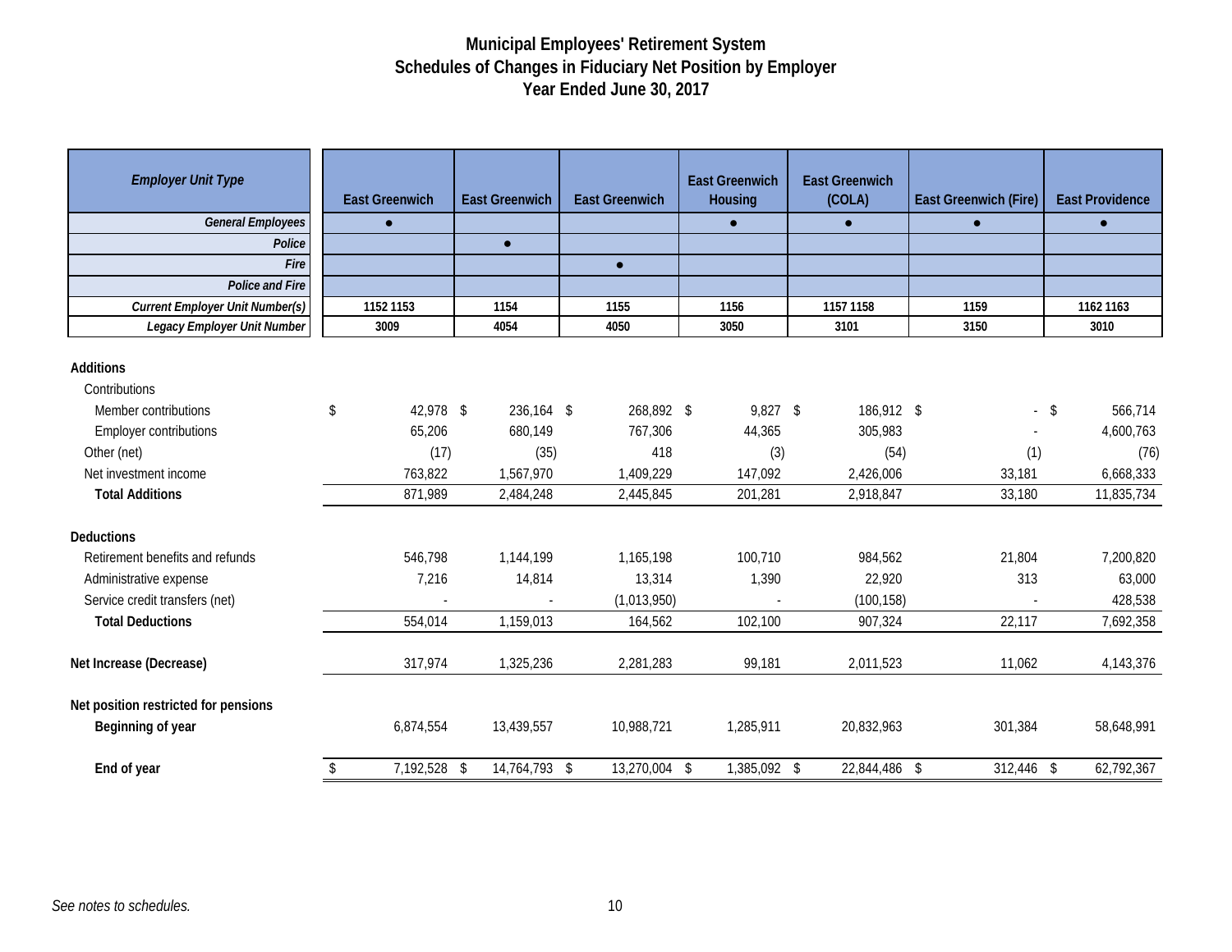# Municipal Employees' Retirement System
## Schedules of Changes in Fiduciary Net Position by Employer
## Year Ended June 30, 2017

| *Employer Unit Type* | East Greenwich | East Greenwich | East Greenwich | East Greenwich Housing | East Greenwich (COLA) | East Greenwich (Fire) | East Providence |
|---|---|---|---|---|---|---|---|
| *General Employees* | ● | | | ● | ● | ● | ● |
| *Police* | | ● | | | | | |
| *Fire* | | | ● | | | | |
| *Police and Fire* | | | | | | | |
| *Current Employer Unit Number(s)* | 1152 1153 | 1154 | 1155 | 1156 | 1157 1158 | 1159 | 1162 1163 |
| *Legacy Employer Unit Number* | 3009 | 4054 | 4050 | 3050 | 3101 | 3150 | 3010 |
| **Additions** | | | | | | | |
| Contributions | | | | | | | |
| Member contributions | $ 42,978 | $ 236,164 | $ 268,892 | $ 9,827 | $ 186,912 | $ - | $ 566,714 |
| Employer contributions | 65,206 | 680,149 | 767,306 | 44,365 | 305,983 | - | 4,600,763 |
| Other (net) | (17) | (35) | 418 | (3) | (54) | (1) | (76) |
| Net investment income | 763,822 | 1,567,970 | 1,409,229 | 147,092 | 2,426,006 | 33,181 | 6,668,333 |
| **Total Additions** | 871,989 | 2,484,248 | 2,445,845 | 201,281 | 2,918,847 | 33,180 | 11,835,734 |
| **Deductions** | | | | | | | |
| Retirement benefits and refunds | 546,798 | 1,144,199 | 1,165,198 | 100,710 | 984,562 | 21,804 | 7,200,820 |
| Administrative expense | 7,216 | 14,814 | 13,314 | 1,390 | 22,920 | 313 | 63,000 |
| Service credit transfers (net) | - | - | (1,013,950) | - | (100,158) | - | 428,538 |
| **Total Deductions** | 554,014 | 1,159,013 | 164,562 | 102,100 | 907,324 | 22,117 | 7,692,358 |
| **Net Increase (Decrease)** | 317,974 | 1,325,236 | 2,281,283 | 99,181 | 2,011,523 | 11,062 | 4,143,376 |
| **Net position restricted for pensions** | | | | | | | |
| **Beginning of year** | 6,874,554 | 13,439,557 | 10,988,721 | 1,285,911 | 20,832,963 | 301,384 | 58,648,991 |
| **End of year** | $ 7,192,528 | $ 14,764,793 | $ 13,270,004 | $ 1,385,092 | $ 22,844,486 | $ 312,446 | $ 62,792,367 |

*See notes to schedules.*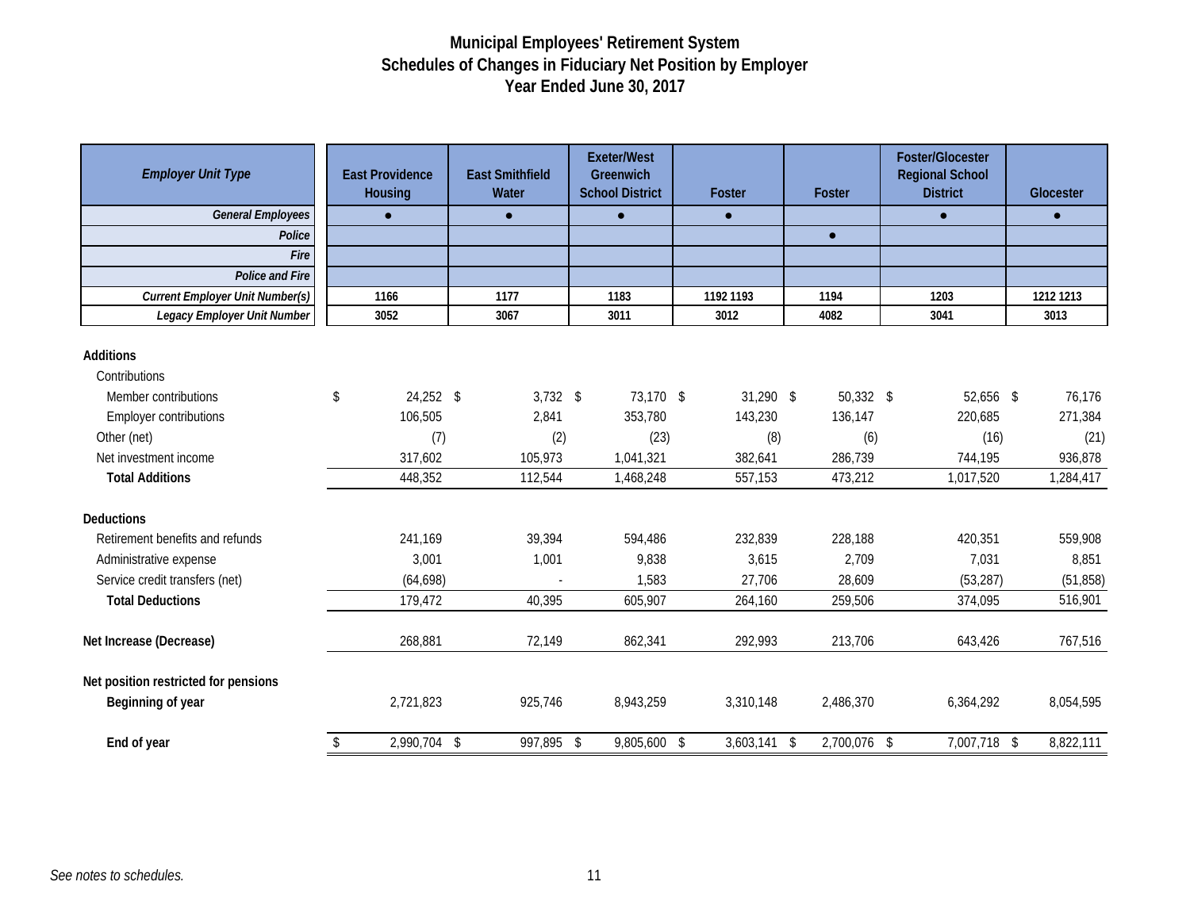# Municipal Employees' Retirement System
## Schedules of Changes in Fiduciary Net Position by Employer
### Year Ended June 30, 2017

| *Employer Unit Type* | East Providence Housing | East Smithfield Water | Exeter/West Greenwich School District | Foster | Foster | Foster/Glocester Regional School District | Glocester |
|---|---|---|---|---|---|---|---|
| *General Employees* | ● | ● | ● | ● | | ● | ● |
| *Police* | | | | | ● | | |
| *Fire* | | | | | | | |
| *Police and Fire* | | | | | | | |
| *Current Employer Unit Number(s)* | 1166 | 1177 | 1183 | 1192 1193 | 1194 | 1203 | 1212 1213 |
| *Legacy Employer Unit Number* | 3052 | 3067 | 3011 | 3012 | 4082 | 3041 | 3013 |
| **Additions** | | | | | | | |
| Contributions | | | | | | | |
| Member contributions | $ 24,252 | $ 3,732 | $ 73,170 | $ 31,290 | $ 50,332 | $ 52,656 | $ 76,176 |
| Employer contributions | 106,505 | 2,841 | 353,780 | 143,230 | 136,147 | 220,685 | 271,384 |
| Other (net) | (7) | (2) | (23) | (8) | (6) | (16) | (21) |
| Net investment income | 317,602 | 105,973 | 1,041,321 | 382,641 | 286,739 | 744,195 | 936,878 |
| **Total Additions** | 448,352 | 112,544 | 1,468,248 | 557,153 | 473,212 | 1,017,520 | 1,284,417 |
| **Deductions** | | | | | | | |
| Retirement benefits and refunds | 241,169 | 39,394 | 594,486 | 232,839 | 228,188 | 420,351 | 559,908 |
| Administrative expense | 3,001 | 1,001 | 9,838 | 3,615 | 2,709 | 7,031 | 8,851 |
| Service credit transfers (net) | (64,698) | - | 1,583 | 27,706 | 28,609 | (53,287) | (51,858) |
| **Total Deductions** | 179,472 | 40,395 | 605,907 | 264,160 | 259,506 | 374,095 | 516,901 |
| **Net Increase (Decrease)** | 268,881 | 72,149 | 862,341 | 292,993 | 213,706 | 643,426 | 767,516 |
| **Net position restricted for pensions** | | | | | | | |
| **Beginning of year** | 2,721,823 | 925,746 | 8,943,259 | 3,310,148 | 2,486,370 | 6,364,292 | 8,054,595 |
| **End of year** | $ 2,990,704 | $ 997,895 | $ 9,805,600 | $ 3,603,141 | $ 2,700,076 | $ 7,007,718 | $ 8,822,111 |

*See notes to schedules.*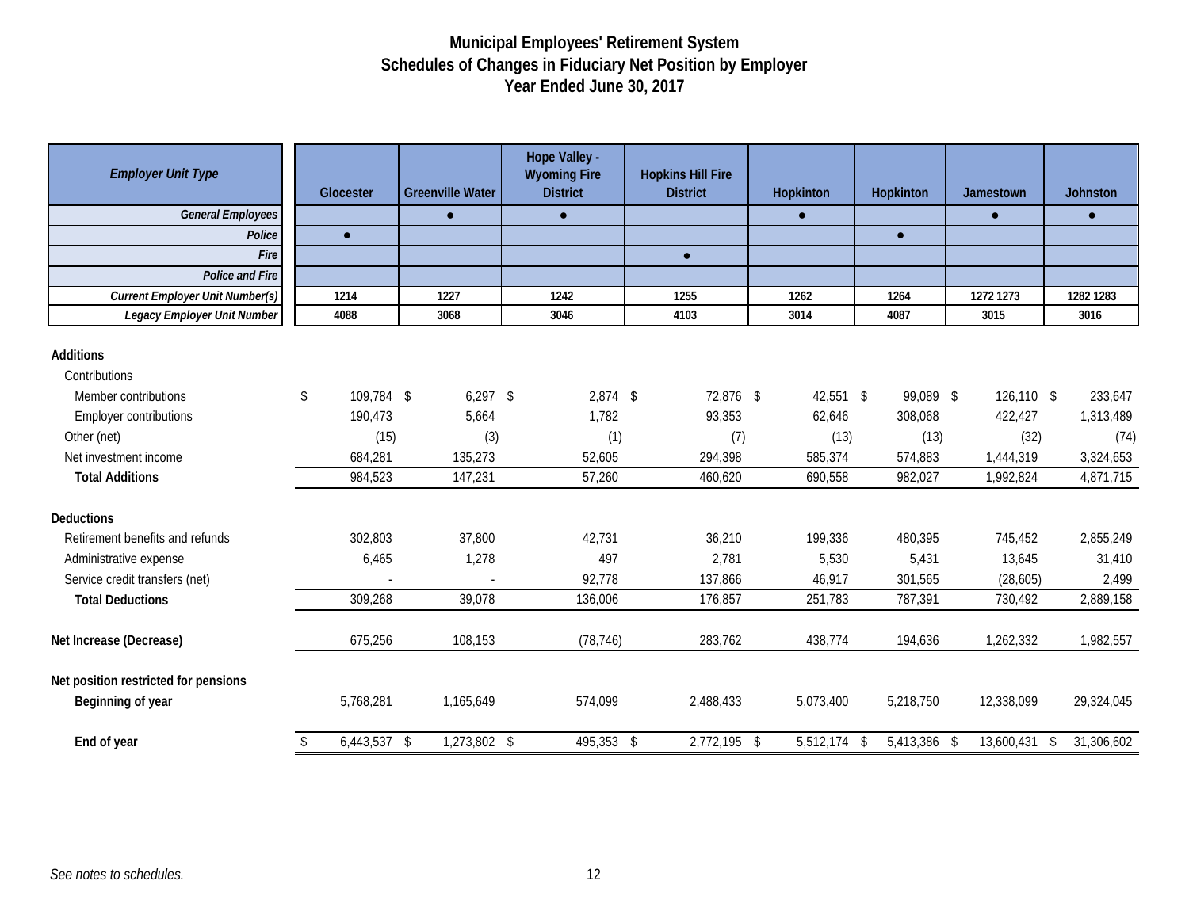# Municipal Employees' Retirement System
## Schedules of Changes in Fiduciary Net Position by Employer
### Year Ended June 30, 2017

| *Employer Unit Type* | Glocester | Greenville Water | Hope Valley - Wyoming Fire District | Hopkins Hill Fire District | Hopkinton | Hopkinton | Jamestown | Johnston |
|---|---|---|---|---|---|---|---|---|
| *General Employees* | | ● | ● | | ● | | ● | ● |
| *Police* | ● | | | | | ● | | |
| *Fire* | | | | ● | | | | |
| *Police and Fire* | | | | | | | | |
| *Current Employer Unit Number(s)* | 1214 | 1227 | 1242 | 1255 | 1262 | 1264 | 1272 1273 | 1282 1283 |
| *Legacy Employer Unit Number* | 4088 | 3068 | 3046 | 4103 | 3014 | 4087 | 3015 | 3016 |
| **Additions** | | | | | | | | |
| Contributions | | | | | | | | |
| Member contributions | $ 109,784 | $ 6,297 | $ 2,874 | $ 72,876 | $ 42,551 | $ 99,089 | $ 126,110 | $ 233,647 |
| Employer contributions | 190,473 | 5,664 | 1,782 | 93,353 | 62,646 | 308,068 | 422,427 | 1,313,489 |
| Other (net) | (15) | (3) | (1) | (7) | (13) | (13) | (32) | (74) |
| Net investment income | 684,281 | 135,273 | 52,605 | 294,398 | 585,374 | 574,883 | 1,444,319 | 3,324,653 |
| **Total Additions** | 984,523 | 147,231 | 57,260 | 460,620 | 690,558 | 982,027 | 1,992,824 | 4,871,715 |
| **Deductions** | | | | | | | | |
| Retirement benefits and refunds | 302,803 | 37,800 | 42,731 | 36,210 | 199,336 | 480,395 | 745,452 | 2,855,249 |
| Administrative expense | 6,465 | 1,278 | 497 | 2,781 | 5,530 | 5,431 | 13,645 | 31,410 |
| Service credit transfers (net) | - | - | 92,778 | 137,866 | 46,917 | 301,565 | (28,605) | 2,499 |
| **Total Deductions** | 309,268 | 39,078 | 136,006 | 176,857 | 251,783 | 787,391 | 730,492 | 2,889,158 |
| **Net Increase (Decrease)** | 675,256 | 108,153 | (78,746) | 283,762 | 438,774 | 194,636 | 1,262,332 | 1,982,557 |
| **Net position restricted for pensions** | | | | | | | | |
| **Beginning of year** | 5,768,281 | 1,165,649 | 574,099 | 2,488,433 | 5,073,400 | 5,218,750 | 12,338,099 | 29,324,045 |
| **End of year** | $ 6,443,537 | $ 1,273,802 | $ 495,353 | $ 2,772,195 | $ 5,512,174 | $ 5,413,386 | $ 13,600,431 | $ 31,306,602 |

*See notes to schedules.*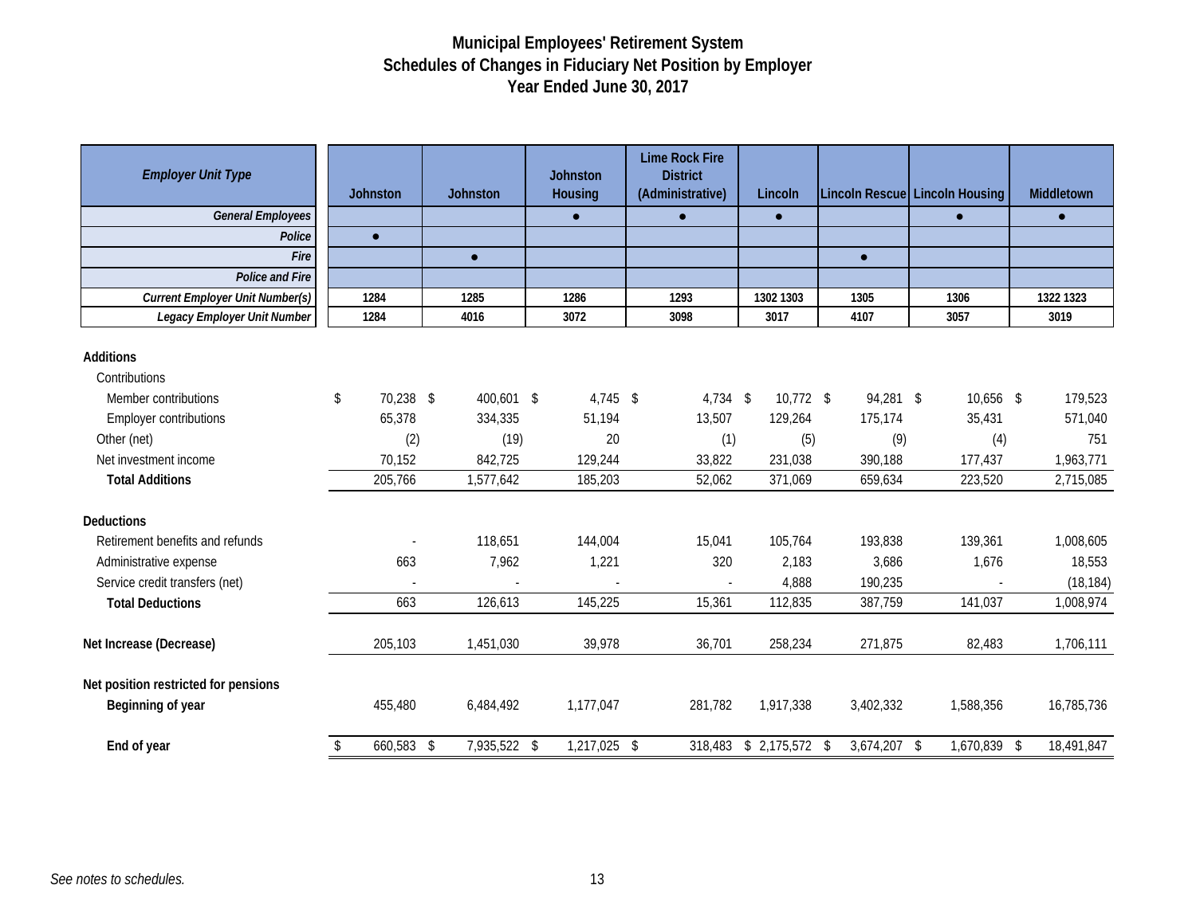# Municipal Employees' Retirement System
## Schedules of Changes in Fiduciary Net Position by Employer
### Year Ended June 30, 2017

| *Employer Unit Type* | Johnston | Johnston | Johnston Housing | Lime Rock Fire District (Administrative) | Lincoln | Lincoln Rescue | Lincoln Housing | Middletown |
|---|---|---|---|---|---|---|---|---|
| *General Employees* | | | ● | ● | ● | | ● | ● |
| *Police* | ● | | | | | | | |
| *Fire* | | ● | | | | ● | | |
| *Police and Fire* | | | | | | | | |
| *Current Employer Unit Number(s)* | 1284 | 1285 | 1286 | 1293 | 1302 1303 | 1305 | 1306 | 1322 1323 |
| *Legacy Employer Unit Number* | 1284 | 4016 | 3072 | 3098 | 3017 | 4107 | 3057 | 3019 |
| **Additions** | | | | | | | | |
| Contributions | | | | | | | | |
| Member contributions | $ 70,238 | $ 400,601 | $ 4,745 | $ 4,734 | $ 10,772 | $ 94,281 | $ 10,656 | $ 179,523 |
| Employer contributions | 65,378 | 334,335 | 51,194 | 13,507 | 129,264 | 175,174 | 35,431 | 571,040 |
| Other (net) | (2) | (19) | 20 | (1) | (5) | (9) | (4) | 751 |
| Net investment income | 70,152 | 842,725 | 129,244 | 33,822 | 231,038 | 390,188 | 177,437 | 1,963,771 |
| **Total Additions** | 205,766 | 1,577,642 | 185,203 | 52,062 | 371,069 | 659,634 | 223,520 | 2,715,085 |
| **Deductions** | | | | | | | | |
| Retirement benefits and refunds | - | 118,651 | 144,004 | 15,041 | 105,764 | 193,838 | 139,361 | 1,008,605 |
| Administrative expense | 663 | 7,962 | 1,221 | 320 | 2,183 | 3,686 | 1,676 | 18,553 |
| Service credit transfers (net) | - | - | - | - | 4,888 | 190,235 | - | (18,184) |
| **Total Deductions** | 663 | 126,613 | 145,225 | 15,361 | 112,835 | 387,759 | 141,037 | 1,008,974 |
| **Net Increase (Decrease)** | 205,103 | 1,451,030 | 39,978 | 36,701 | 258,234 | 271,875 | 82,483 | 1,706,111 |
| **Net position restricted for pensions** | | | | | | | | |
| **Beginning of year** | 455,480 | 6,484,492 | 1,177,047 | 281,782 | 1,917,338 | 3,402,332 | 1,588,356 | 16,785,736 |
| **End of year** | $ 660,583 | $ 7,935,522 | $ 1,217,025 | $ 318,483 | $ 2,175,572 | $ 3,674,207 | $ 1,670,839 | $ 18,491,847 |

*See notes to schedules.*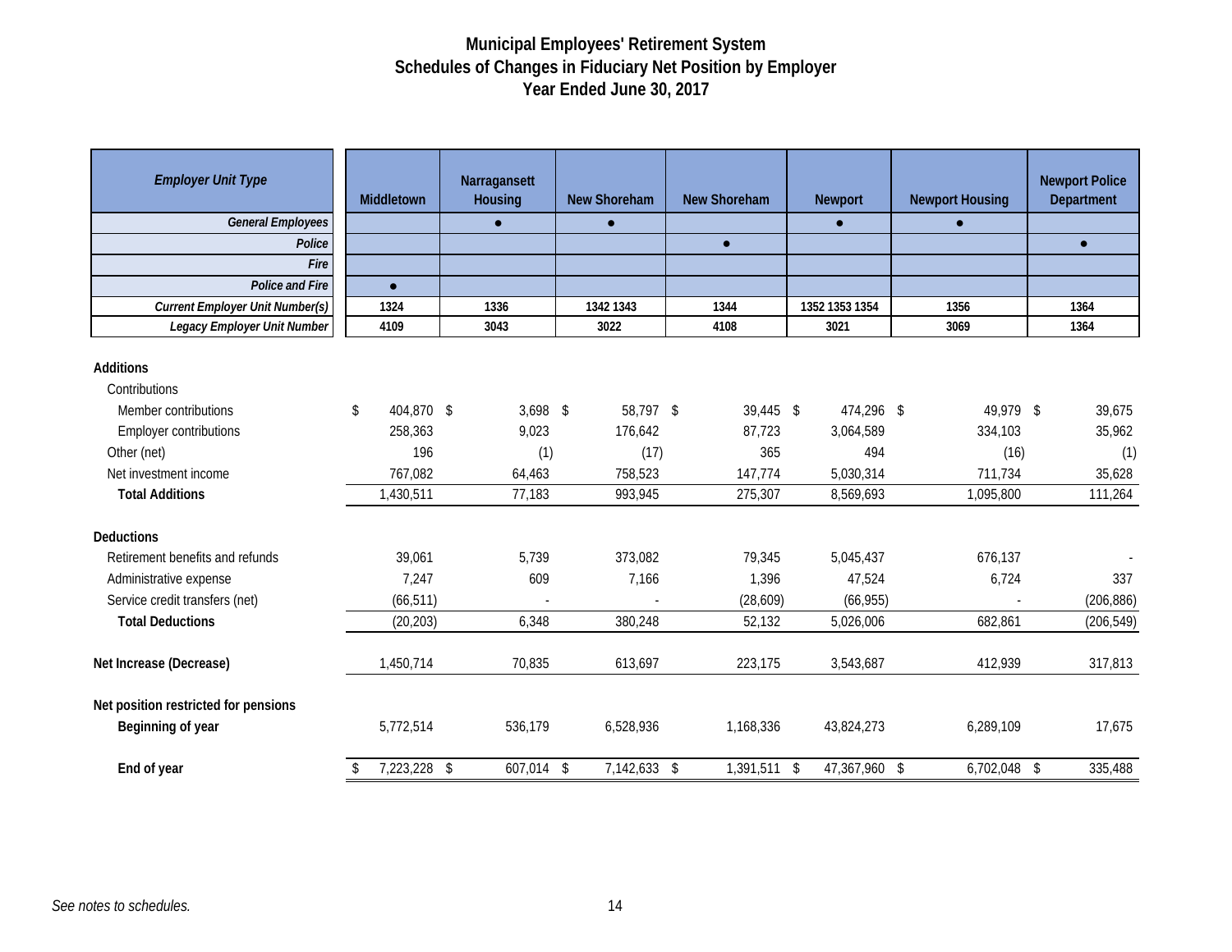# Municipal Employees' Retirement System
## Schedules of Changes in Fiduciary Net Position by Employer
### Year Ended June 30, 2017

| *Employer Unit Type* | Middletown | Narragansett Housing | New Shoreham | New Shoreham | Newport | Newport Housing | Newport Police Department |
|---|---|---|---|---|---|---|---|
| *General Employees* | | ● | ● | | ● | ● | |
| *Police* | | | | ● | | | ● |
| *Fire* | | | | | | | |
| *Police and Fire* | ● | | | | | | |
| *Current Employer Unit Number(s)* | 1324 | 1336 | 1342 1343 | 1344 | 1352 1353 1354 | 1356 | 1364 |
| *Legacy Employer Unit Number* | 4109 | 3043 | 3022 | 4108 | 3021 | 3069 | 1364 |
| **Additions** | | | | | | | |
| Contributions | | | | | | | |
| Member contributions | $ 404,870 | $ 3,698 | $ 58,797 | $ 39,445 | $ 474,296 | $ 49,979 | $ 39,675 |
| Employer contributions | 258,363 | 9,023 | 176,642 | 87,723 | 3,064,589 | 334,103 | 35,962 |
| Other (net) | 196 | (1) | (17) | 365 | 494 | (16) | (1) |
| Net investment income | 767,082 | 64,463 | 758,523 | 147,774 | 5,030,314 | 711,734 | 35,628 |
| **Total Additions** | 1,430,511 | 77,183 | 993,945 | 275,307 | 8,569,693 | 1,095,800 | 111,264 |
| **Deductions** | | | | | | | |
| Retirement benefits and refunds | 39,061 | 5,739 | 373,082 | 79,345 | 5,045,437 | 676,137 | - |
| Administrative expense | 7,247 | 609 | 7,166 | 1,396 | 47,524 | 6,724 | 337 |
| Service credit transfers (net) | (66,511) | - | - | (28,609) | (66,955) | - | (206,886) |
| **Total Deductions** | (20,203) | 6,348 | 380,248 | 52,132 | 5,026,006 | 682,861 | (206,549) |
| **Net Increase (Decrease)** | 1,450,714 | 70,835 | 613,697 | 223,175 | 3,543,687 | 412,939 | 317,813 |
| **Net position restricted for pensions** | | | | | | | |
| **Beginning of year** | 5,772,514 | 536,179 | 6,528,936 | 1,168,336 | 43,824,273 | 6,289,109 | 17,675 |
| **End of year** | $ 7,223,228 | $ 607,014 | $ 7,142,633 | $ 1,391,511 | $ 47,367,960 | $ 6,702,048 | $ 335,488 |

*See notes to schedules.*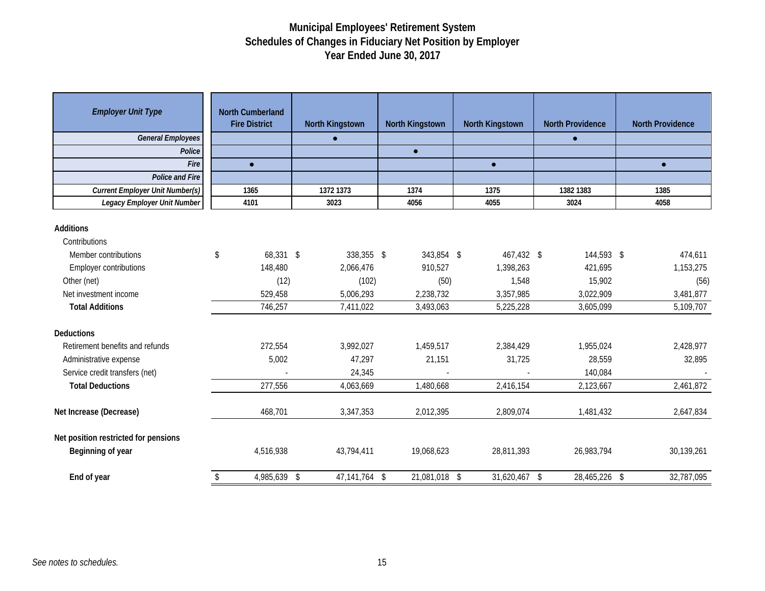# Municipal Employees' Retirement System
## Schedules of Changes in Fiduciary Net Position by Employer
### Year Ended June 30, 2017

| *Employer Unit Type* | North Cumberland Fire District | North Kingstown | North Kingstown | North Kingstown | North Providence | North Providence |
|---|---|---|---|---|---|---|
| *General Employees* | | ● | | | ● | |
| *Police* | | | ● | | | |
| *Fire* | ● | | | ● | | ● |
| *Police and Fire* | | | | | | |
| *Current Employer Unit Number(s)* | 1365 | 1372 1373 | 1374 | 1375 | 1382 1383 | 1385 |
| *Legacy Employer Unit Number* | 4101 | 3023 | 4056 | 4055 | 3024 | 4058 |
| **Additions** | | | | | | |
| Contributions | | | | | | |
| Member contributions | $ 68,331 | $ 338,355 | $ 343,854 | $ 467,432 | $ 144,593 | $ 474,611 |
| Employer contributions | 148,480 | 2,066,476 | 910,527 | 1,398,263 | 421,695 | 1,153,275 |
| Other (net) | (12) | (102) | (50) | 1,548 | 15,902 | (56) |
| Net investment income | 529,458 | 5,006,293 | 2,238,732 | 3,357,985 | 3,022,909 | 3,481,877 |
| **Total Additions** | 746,257 | 7,411,022 | 3,493,063 | 5,225,228 | 3,605,099 | 5,109,707 |
| **Deductions** | | | | | | |
| Retirement benefits and refunds | 272,554 | 3,992,027 | 1,459,517 | 2,384,429 | 1,955,024 | 2,428,977 |
| Administrative expense | 5,002 | 47,297 | 21,151 | 31,725 | 28,559 | 32,895 |
| Service credit transfers (net) | - | 24,345 | - | - | 140,084 | - |
| **Total Deductions** | 277,556 | 4,063,669 | 1,480,668 | 2,416,154 | 2,123,667 | 2,461,872 |
| **Net Increase (Decrease)** | 468,701 | 3,347,353 | 2,012,395 | 2,809,074 | 1,481,432 | 2,647,834 |
| **Net position restricted for pensions** | | | | | | |
| **Beginning of year** | 4,516,938 | 43,794,411 | 19,068,623 | 28,811,393 | 26,983,794 | 30,139,261 |
| **End of year** | $ 4,985,639 | $ 47,141,764 | $ 21,081,018 | $ 31,620,467 | $ 28,465,226 | $ 32,787,095 |

*See notes to schedules.*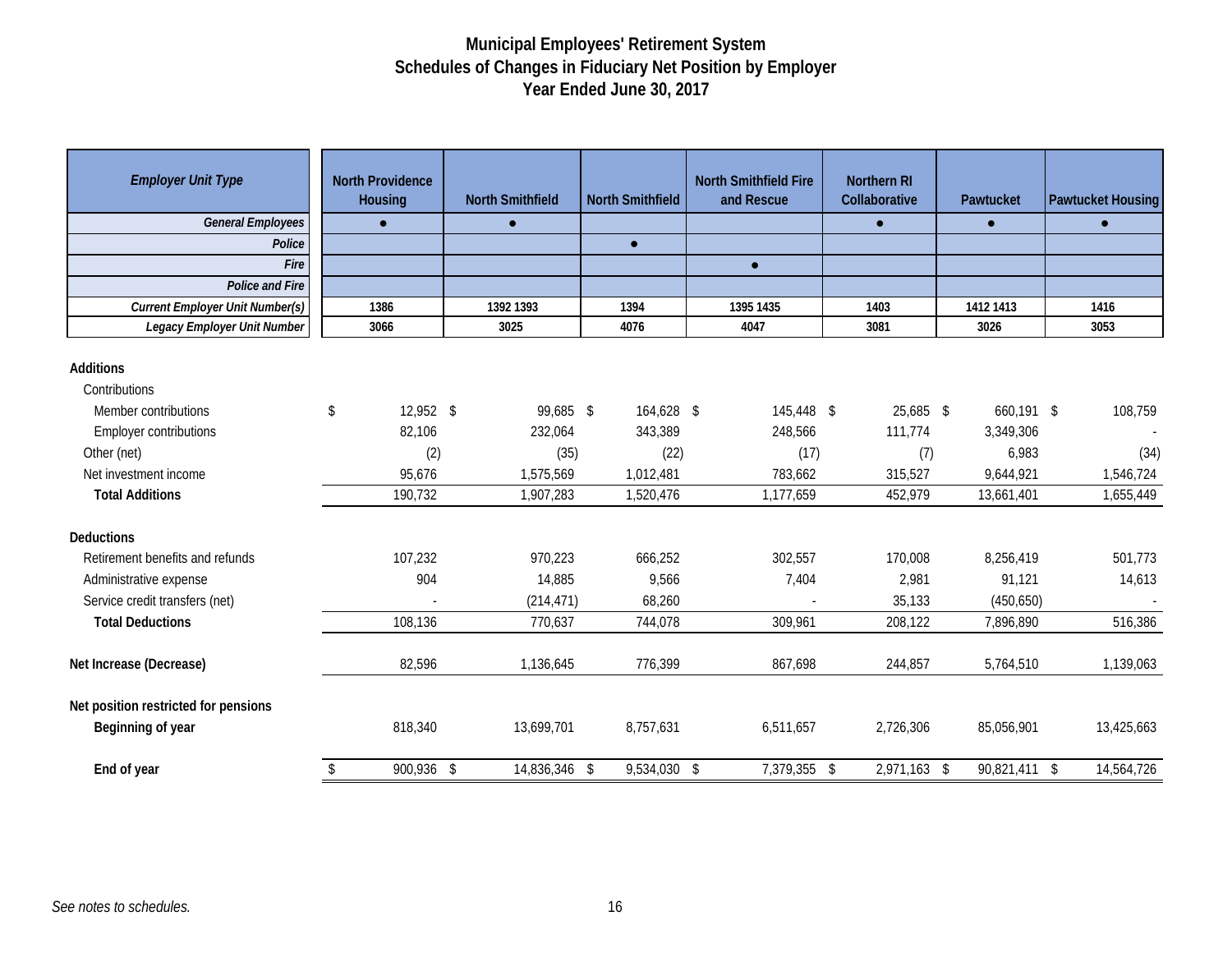# Municipal Employees' Retirement System
## Schedules of Changes in Fiduciary Net Position by Employer
### Year Ended June 30, 2017

| *Employer Unit Type* | North Providence Housing | North Smithfield | North Smithfield | North Smithfield Fire and Rescue | Northern RI Collaborative | Pawtucket | Pawtucket Housing |
|---|---|---|---|---|---|---|---|
| *General Employees* | ● | ● | | | ● | ● | ● |
| *Police* | | | ● | | | | |
| *Fire* | | | | ● | | | |
| *Police and Fire* | | | | | | | |
| *Current Employer Unit Number(s)* | 1386 | 1392 1393 | 1394 | 1395 1435 | 1403 | 1412 1413 | 1416 |
| *Legacy Employer Unit Number* | 3066 | 3025 | 4076 | 4047 | 3081 | 3026 | 3053 |
| **Additions** | | | | | | | |
| Contributions | | | | | | | |
| Member contributions | $ 12,952 | $ 99,685 | $ 164,628 | $ 145,448 | $ 25,685 | $ 660,191 | $ 108,759 |
| Employer contributions | 82,106 | 232,064 | 343,389 | 248,566 | 111,774 | 3,349,306 | - |
| Other (net) | (2) | (35) | (22) | (17) | (7) | 6,983 | (34) |
| Net investment income | 95,676 | 1,575,569 | 1,012,481 | 783,662 | 315,527 | 9,644,921 | 1,546,724 |
| **Total Additions** | 190,732 | 1,907,283 | 1,520,476 | 1,177,659 | 452,979 | 13,661,401 | 1,655,449 |
| **Deductions** | | | | | | | |
| Retirement benefits and refunds | 107,232 | 970,223 | 666,252 | 302,557 | 170,008 | 8,256,419 | 501,773 |
| Administrative expense | 904 | 14,885 | 9,566 | 7,404 | 2,981 | 91,121 | 14,613 |
| Service credit transfers (net) | - | (214,471) | 68,260 | - | 35,133 | (450,650) | - |
| **Total Deductions** | 108,136 | 770,637 | 744,078 | 309,961 | 208,122 | 7,896,890 | 516,386 |
| **Net Increase (Decrease)** | 82,596 | 1,136,645 | 776,399 | 867,698 | 244,857 | 5,764,510 | 1,139,063 |
| **Net position restricted for pensions** | | | | | | | |
| **Beginning of year** | 818,340 | 13,699,701 | 8,757,631 | 6,511,657 | 2,726,306 | 85,056,901 | 13,425,663 |
| **End of year** | $ 900,936 | $ 14,836,346 | $ 9,534,030 | $ 7,379,355 | $ 2,971,163 | $ 90,821,411 | $ 14,564,726 |

*See notes to schedules.*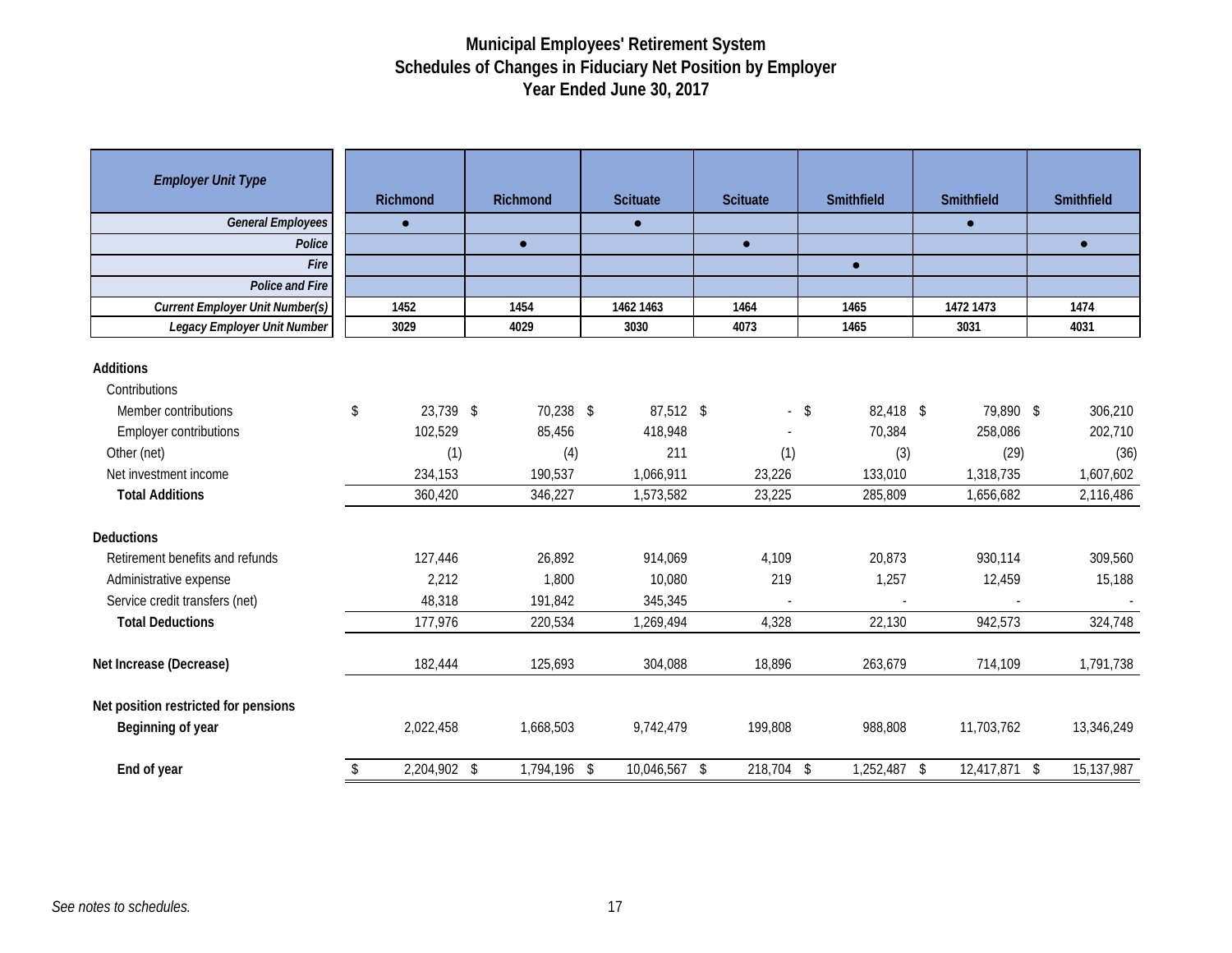# Municipal Employees' Retirement System
## Schedules of Changes in Fiduciary Net Position by Employer
### Year Ended June 30, 2017

| *Employer Unit Type* | Richmond | Richmond | Scituate | Scituate | Smithfield | Smithfield | Smithfield |
|---|---|---|---|---|---|---|---|
| *General Employees* | ● | | ● | | | ● | |
| *Police* | | ● | | ● | | | ● |
| *Fire* | | | | | ● | | |
| *Police and Fire* | | | | | | | |
| *Current Employer Unit Number(s)* | 1452 | 1454 | 1462 1463 | 1464 | 1465 | 1472 1473 | 1474 |
| *Legacy Employer Unit Number* | 3029 | 4029 | 3030 | 4073 | 1465 | 3031 | 4031 |
| **Additions** | | | | | | | |
| Contributions | | | | | | | |
| Member contributions | $ 23,739 | $ 70,238 | $ 87,512 | $ - | $ 82,418 | $ 79,890 | $ 306,210 |
| Employer contributions | 102,529 | 85,456 | 418,948 | - | 70,384 | 258,086 | 202,710 |
| Other (net) | (1) | (4) | 211 | (1) | (3) | (29) | (36) |
| Net investment income | 234,153 | 190,537 | 1,066,911 | 23,226 | 133,010 | 1,318,735 | 1,607,602 |
| **Total Additions** | 360,420 | 346,227 | 1,573,582 | 23,225 | 285,809 | 1,656,682 | 2,116,486 |
| **Deductions** | | | | | | | |
| Retirement benefits and refunds | 127,446 | 26,892 | 914,069 | 4,109 | 20,873 | 930,114 | 309,560 |
| Administrative expense | 2,212 | 1,800 | 10,080 | 219 | 1,257 | 12,459 | 15,188 |
| Service credit transfers (net) | 48,318 | 191,842 | 345,345 | - | - | - | - |
| **Total Deductions** | 177,976 | 220,534 | 1,269,494 | 4,328 | 22,130 | 942,573 | 324,748 |
| **Net Increase (Decrease)** | 182,444 | 125,693 | 304,088 | 18,896 | 263,679 | 714,109 | 1,791,738 |
| **Net position restricted for pensions** | | | | | | | |
| **Beginning of year** | 2,022,458 | 1,668,503 | 9,742,479 | 199,808 | 988,808 | 11,703,762 | 13,346,249 |
| **End of year** | $ 2,204,902 | $ 1,794,196 | $ 10,046,567 | $ 218,704 | $ 1,252,487 | $ 12,417,871 | $ 15,137,987 |

*See notes to schedules.*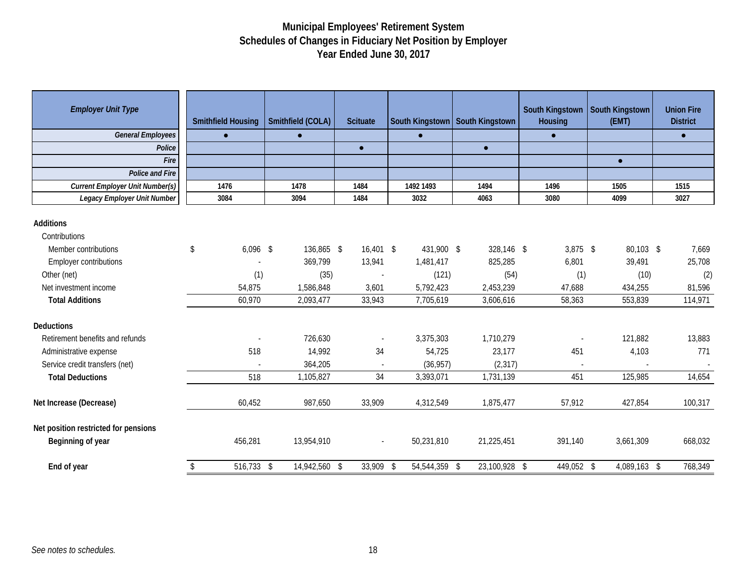# Municipal Employees' Retirement System
## Schedules of Changes in Fiduciary Net Position by Employer
### Year Ended June 30, 2017

| *Employer Unit Type* | Smithfield Housing | Smithfield (COLA) | Scituate | South Kingstown | South Kingstown | South Kingstown Housing | South Kingstown (EMT) | Union Fire District |
|---|---|---|---|---|---|---|---|---|
| ***General Employees*** | ● | ● | | ● | | ● | | ● |
| ***Police*** | | | ● | | ● | | | |
| ***Fire*** | | | | | | | ● | |
| ***Police and Fire*** | | | | | | | | |
| ***Current Employer Unit Number(s)*** | 1476 | 1478 | 1484 | 1492 1493 | 1494 | 1496 | 1505 | 1515 |
| ***Legacy Employer Unit Number*** | 3084 | 3094 | 1484 | 3032 | 4063 | 3080 | 4099 | 3027 |
| **Additions** | | | | | | | | |
| Contributions | | | | | | | | |
| Member contributions | $ 6,096 | $ 136,865 | $ 16,401 | $ 431,900 | $ 328,146 | $ 3,875 | $ 80,103 | $ 7,669 |
| Employer contributions | - | 369,799 | 13,941 | 1,481,417 | 825,285 | 6,801 | 39,491 | 25,708 |
| Other (net) | (1) | (35) | - | (121) | (54) | (1) | (10) | (2) |
| Net investment income | 54,875 | 1,586,848 | 3,601 | 5,792,423 | 2,453,239 | 47,688 | 434,255 | 81,596 |
| **Total Additions** | 60,970 | 2,093,477 | 33,943 | 7,705,619 | 3,606,616 | 58,363 | 553,839 | 114,971 |
| **Deductions** | | | | | | | | |
| Retirement benefits and refunds | - | 726,630 | - | 3,375,303 | 1,710,279 | - | 121,882 | 13,883 |
| Administrative expense | 518 | 14,992 | 34 | 54,725 | 23,177 | 451 | 4,103 | 771 |
| Service credit transfers (net) | - | 364,205 | - | (36,957) | (2,317) | - | - | - |
| **Total Deductions** | 518 | 1,105,827 | 34 | 3,393,071 | 1,731,139 | 451 | 125,985 | 14,654 |
| **Net Increase (Decrease)** | 60,452 | 987,650 | 33,909 | 4,312,549 | 1,875,477 | 57,912 | 427,854 | 100,317 |
| **Net position restricted for pensions** | | | | | | | | |
| **Beginning of year** | 456,281 | 13,954,910 | - | 50,231,810 | 21,225,451 | 391,140 | 3,661,309 | 668,032 |
| **End of year** | $ 516,733 | $ 14,942,560 | $ 33,909 | $ 54,544,359 | $ 23,100,928 | $ 449,052 | $ 4,089,163 | $ 768,349 |

*See notes to schedules.*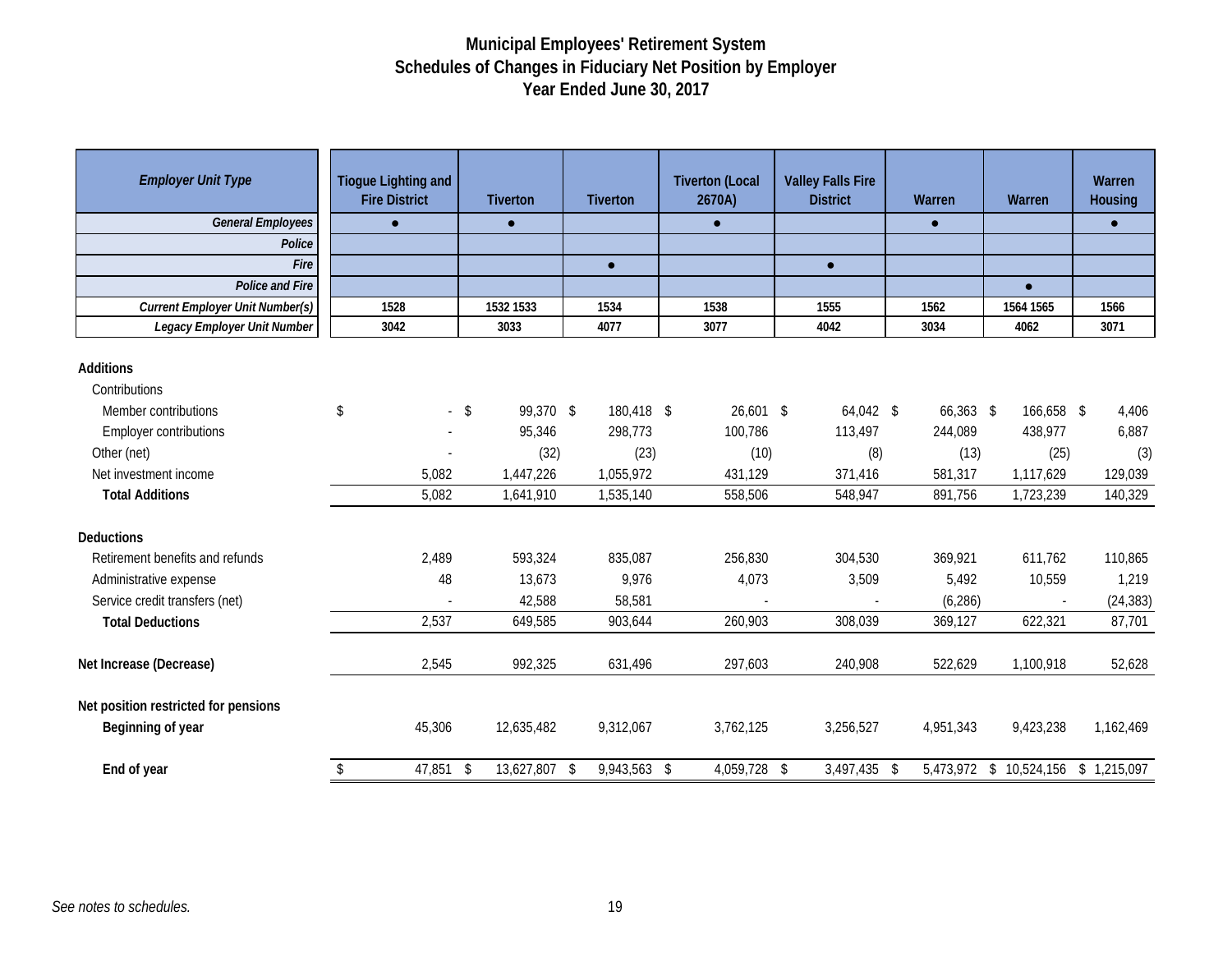# Municipal Employees' Retirement System
## Schedules of Changes in Fiduciary Net Position by Employer
### Year Ended June 30, 2017

| *Employer Unit Type* | Tiogue Lighting and Fire District | Tiverton | Tiverton | Tiverton (Local 2670A) | Valley Falls Fire District | Warren | Warren | Warren Housing |
|---|---|---|---|---|---|---|---|---|
| *General Employees* | ● | ● | | ● | | ● | | ● |
| *Police* | | | | | | | | |
| *Fire* | | | ● | | ● | | | |
| *Police and Fire* | | | | | | | ● | |
| *Current Employer Unit Number(s)* | 1528 | 1532 1533 | 1534 | 1538 | 1555 | 1562 | 1564 1565 | 1566 |
| *Legacy Employer Unit Number* | 3042 | 3033 | 4077 | 3077 | 4042 | 3034 | 4062 | 3071 |
| **Additions** | | | | | | | | |
| Contributions | | | | | | | | |
| Member contributions | $ - | $ 99,370 | $ 180,418 | $ 26,601 | $ 64,042 | $ 66,363 | $ 166,658 | $ 4,406 |
| Employer contributions | - | 95,346 | 298,773 | 100,786 | 113,497 | 244,089 | 438,977 | 6,887 |
| Other (net) | - | (32) | (23) | (10) | (8) | (13) | (25) | (3) |
| Net investment income | 5,082 | 1,447,226 | 1,055,972 | 431,129 | 371,416 | 581,317 | 1,117,629 | 129,039 |
| **Total Additions** | 5,082 | 1,641,910 | 1,535,140 | 558,506 | 548,947 | 891,756 | 1,723,239 | 140,329 |
| **Deductions** | | | | | | | | |
| Retirement benefits and refunds | 2,489 | 593,324 | 835,087 | 256,830 | 304,530 | 369,921 | 611,762 | 110,865 |
| Administrative expense | 48 | 13,673 | 9,976 | 4,073 | 3,509 | 5,492 | 10,559 | 1,219 |
| Service credit transfers (net) | - | 42,588 | 58,581 | - | - | (6,286) | - | (24,383) |
| **Total Deductions** | 2,537 | 649,585 | 903,644 | 260,903 | 308,039 | 369,127 | 622,321 | 87,701 |
| **Net Increase (Decrease)** | 2,545 | 992,325 | 631,496 | 297,603 | 240,908 | 522,629 | 1,100,918 | 52,628 |
| **Net position restricted for pensions** | | | | | | | | |
| **Beginning of year** | 45,306 | 12,635,482 | 9,312,067 | 3,762,125 | 3,256,527 | 4,951,343 | 9,423,238 | 1,162,469 |
| **End of year** | $ 47,851 | $ 13,627,807 | $ 9,943,563 | $ 4,059,728 | $ 3,497,435 | $ 5,473,972 | $ 10,524,156 | $ 1,215,097 |

*See notes to schedules.*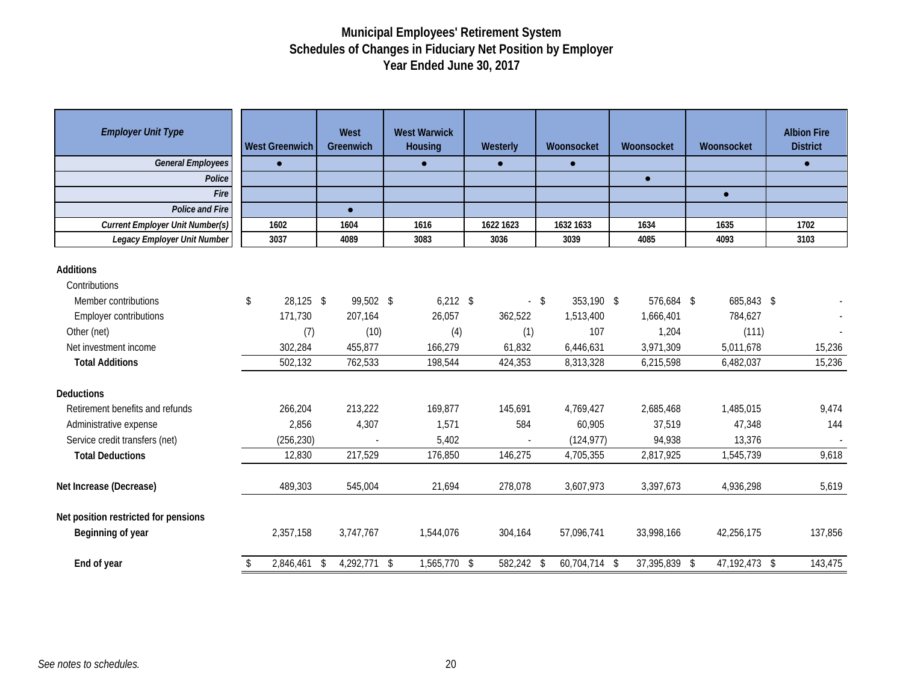# Municipal Employees' Retirement System
## Schedules of Changes in Fiduciary Net Position by Employer
### Year Ended June 30, 2017

| *Employer Unit Type* | West Greenwich | West Greenwich | West Warwick Housing | Westerly | Woonsocket | Woonsocket | Woonsocket | Albion Fire District |
|---|---|---|---|---|---|---|---|---|
| *General Employees* | ● | | ● | ● | ● | | | ● |
| *Police* | | | | | | ● | | |
| *Fire* | | | | | | | ● | |
| *Police and Fire* | | ● | | | | | | |
| *Current Employer Unit Number(s)* | 1602 | 1604 | 1616 | 1622 1623 | 1632 1633 | 1634 | 1635 | 1702 |
| *Legacy Employer Unit Number* | 3037 | 4089 | 3083 | 3036 | 3039 | 4085 | 4093 | 3103 |
| **Additions** | | | | | | | | |
| Contributions | | | | | | | | |
| Member contributions | $ 28,125 | $ 99,502 | $ 6,212 | $ - | $ 353,190 | $ 576,684 | $ 685,843 | $ - |
| Employer contributions | 171,730 | 207,164 | 26,057 | 362,522 | 1,513,400 | 1,666,401 | 784,627 | - |
| Other (net) | (7) | (10) | (4) | (1) | 107 | 1,204 | (111) | - |
| Net investment income | 302,284 | 455,877 | 166,279 | 61,832 | 6,446,631 | 3,971,309 | 5,011,678 | 15,236 |
| **Total Additions** | 502,132 | 762,533 | 198,544 | 424,353 | 8,313,328 | 6,215,598 | 6,482,037 | 15,236 |
| **Deductions** | | | | | | | | |
| Retirement benefits and refunds | 266,204 | 213,222 | 169,877 | 145,691 | 4,769,427 | 2,685,468 | 1,485,015 | 9,474 |
| Administrative expense | 2,856 | 4,307 | 1,571 | 584 | 60,905 | 37,519 | 47,348 | 144 |
| Service credit transfers (net) | (256,230) | - | 5,402 | - | (124,977) | 94,938 | 13,376 | - |
| **Total Deductions** | 12,830 | 217,529 | 176,850 | 146,275 | 4,705,355 | 2,817,925 | 1,545,739 | 9,618 |
| **Net Increase (Decrease)** | 489,303 | 545,004 | 21,694 | 278,078 | 3,607,973 | 3,397,673 | 4,936,298 | 5,619 |
| **Net position restricted for pensions** | | | | | | | | |
| **Beginning of year** | 2,357,158 | 3,747,767 | 1,544,076 | 304,164 | 57,096,741 | 33,998,166 | 42,256,175 | 137,856 |
| **End of year** | $ 2,846,461 | $ 4,292,771 | $ 1,565,770 | $ 582,242 | $ 60,704,714 | $ 37,395,839 | $ 47,192,473 | $ 143,475 |

*See notes to schedules.*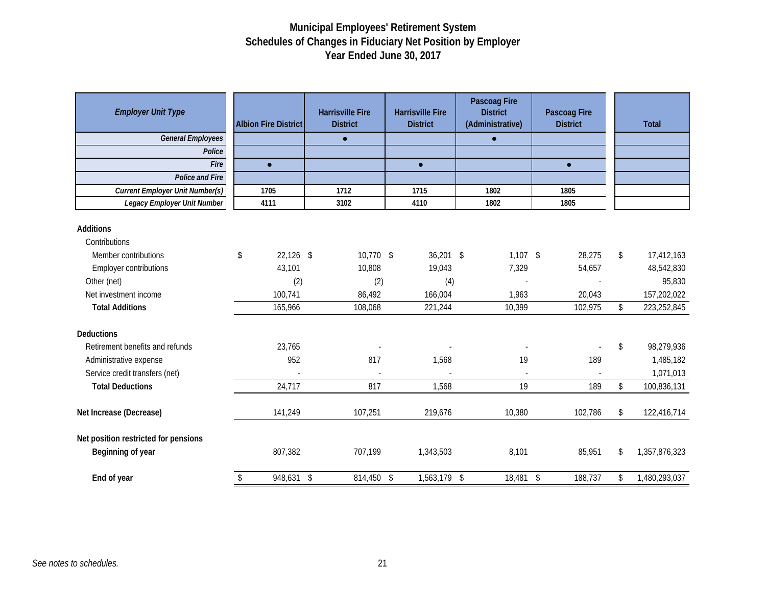# Municipal Employees' Retirement System
## Schedules of Changes in Fiduciary Net Position by Employer
### Year Ended June 30, 2017

| *Employer Unit Type* | Albion Fire District | Harrisville Fire District | Harrisville Fire District | Pascoag Fire District (Administrative) | Pascoag Fire District | Total |
|---|---|---|---|---|---|---|
| *General Employees* | | ● | | ● | | |
| *Police* | | | | | | |
| *Fire* | ● | | ● | | ● | |
| *Police and Fire* | | | | | | |
| *Current Employer Unit Number(s)* | 1705 | 1712 | 1715 | 1802 | 1805 | |
| *Legacy Employer Unit Number* | 4111 | 3102 | 4110 | 1802 | 1805 | |
| **Additions** | | | | | | |
| Contributions | | | | | | |
| Member contributions | $ 22,126 | $ 10,770 | $ 36,201 | $ 1,107 | $ 28,275 | $ 17,412,163 |
| Employer contributions | 43,101 | 10,808 | 19,043 | 7,329 | 54,657 | 48,542,830 |
| Other (net) | (2) | (2) | (4) | - | - | 95,830 |
| Net investment income | 100,741 | 86,492 | 166,004 | 1,963 | 20,043 | 157,202,022 |
| **Total Additions** | 165,966 | 108,068 | 221,244 | 10,399 | 102,975 | $ 223,252,845 |
| **Deductions** | | | | | | |
| Retirement benefits and refunds | 23,765 | - | - | - | - | $ 98,279,936 |
| Administrative expense | 952 | 817 | 1,568 | 19 | 189 | 1,485,182 |
| Service credit transfers (net) | - | - | - | - | - | 1,071,013 |
| **Total Deductions** | 24,717 | 817 | 1,568 | 19 | 189 | $ 100,836,131 |
| **Net Increase (Decrease)** | 141,249 | 107,251 | 219,676 | 10,380 | 102,786 | $ 122,416,714 |
| **Net position restricted for pensions** | | | | | | |
| **Beginning of year** | 807,382 | 707,199 | 1,343,503 | 8,101 | 85,951 | $ 1,357,876,323 |
| **End of year** | $ 948,631 | $ 814,450 | $ 1,563,179 | $ 18,481 | $ 188,737 | $ 1,480,293,037 |

*See notes to schedules.*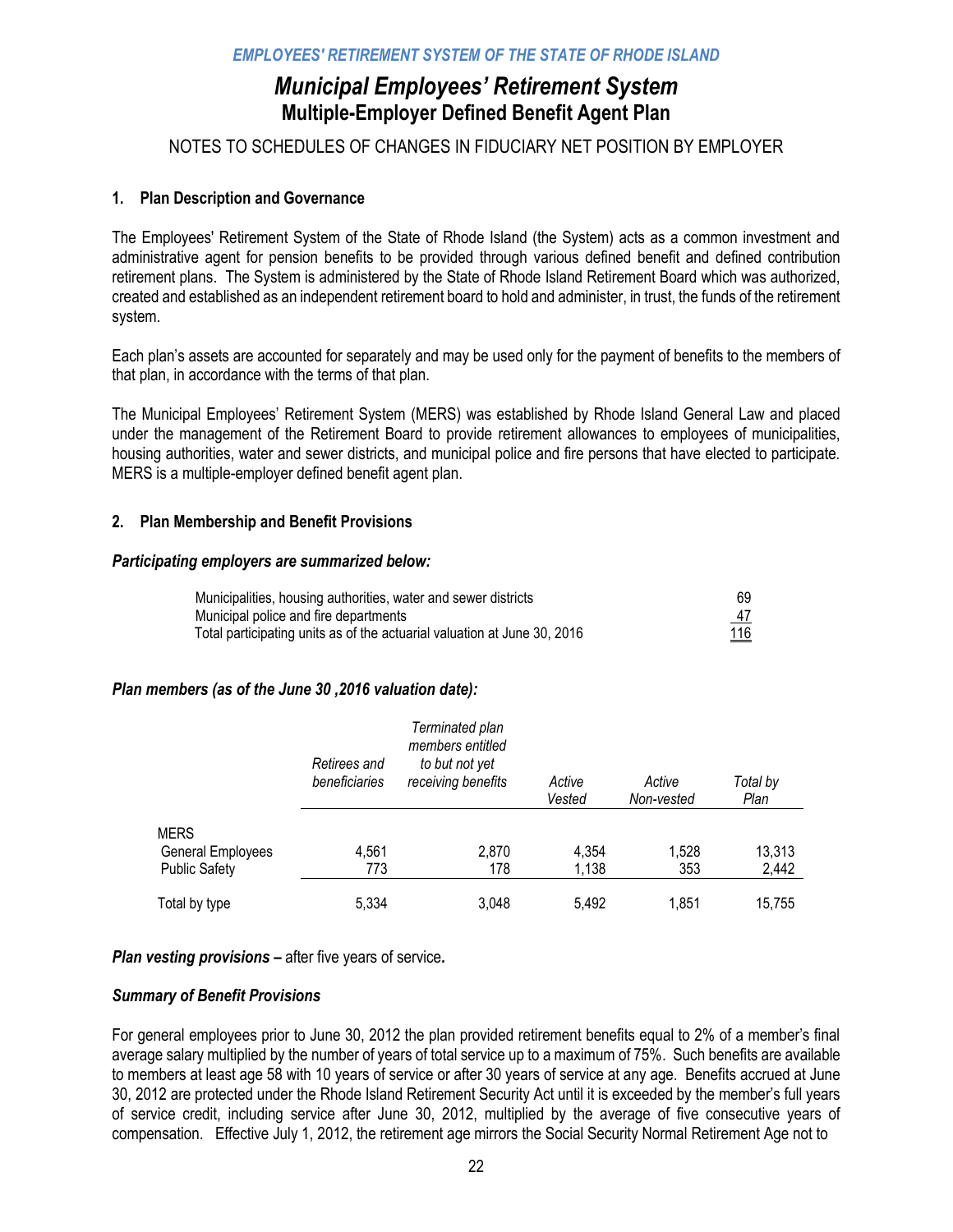# Municipal Employees' Retirement System
## Multiple-Employer Defined Benefit Agent Plan

NOTES TO SCHEDULES OF CHANGES IN FIDUCIARY NET POSITION BY EMPLOYER

### 1. Plan Description and Governance

The Employees' Retirement System of the State of Rhode Island (the System) acts as a common investment and administrative agent for pension benefits to be provided through various defined benefit and defined contribution retirement plans. The System is administered by the State of Rhode Island Retirement Board which was authorized, created and established as an independent retirement board to hold and administer, in trust, the funds of the retirement system.

Each plan's assets are accounted for separately and may be used only for the payment of benefits to the members of that plan, in accordance with the terms of that plan.

The Municipal Employees' Retirement System (MERS) was established by Rhode Island General Law and placed under the management of the Retirement Board to provide retirement allowances to employees of municipalities, housing authorities, water and sewer districts, and municipal police and fire persons that have elected to participate. MERS is a multiple-employer defined benefit agent plan.

### 2. Plan Membership and Benefit Provisions

***Participating employers are summarized below:***

| | |
|---|---|
| Municipalities, housing authorities, water and sewer districts | 69 |
| Municipal police and fire departments | 47 |
| Total participating units as of the actuarial valuation at June 30, 2016 | 116 |

***Plan members (as of the June 30 ,2016 valuation date):***

| | Retirees and beneficiaries | Terminated plan members entitled to but not yet receiving benefits | Active Vested | Active Non-vested | Total by Plan |
|---|---|---|---|---|---|
| MERS | | | | | |
| General Employees | 4,561 | 2,870 | 4,354 | 1,528 | 13,313 |
| Public Safety | 773 | 178 | 1,138 | 353 | 2,442 |
| Total by type | 5,334 | 3,048 | 5,492 | 1,851 | 15,755 |

***Plan vesting provisions –*** after five years of service***.***

***Summary of Benefit Provisions***

For general employees prior to June 30, 2012 the plan provided retirement benefits equal to 2% of a member's final average salary multiplied by the number of years of total service up to a maximum of 75%. Such benefits are available to members at least age 58 with 10 years of service or after 30 years of service at any age. Benefits accrued at June 30, 2012 are protected under the Rhode Island Retirement Security Act until it is exceeded by the member's full years of service credit, including service after June 30, 2012, multiplied by the average of five consecutive years of compensation. Effective July 1, 2012, the retirement age mirrors the Social Security Normal Retirement Age not to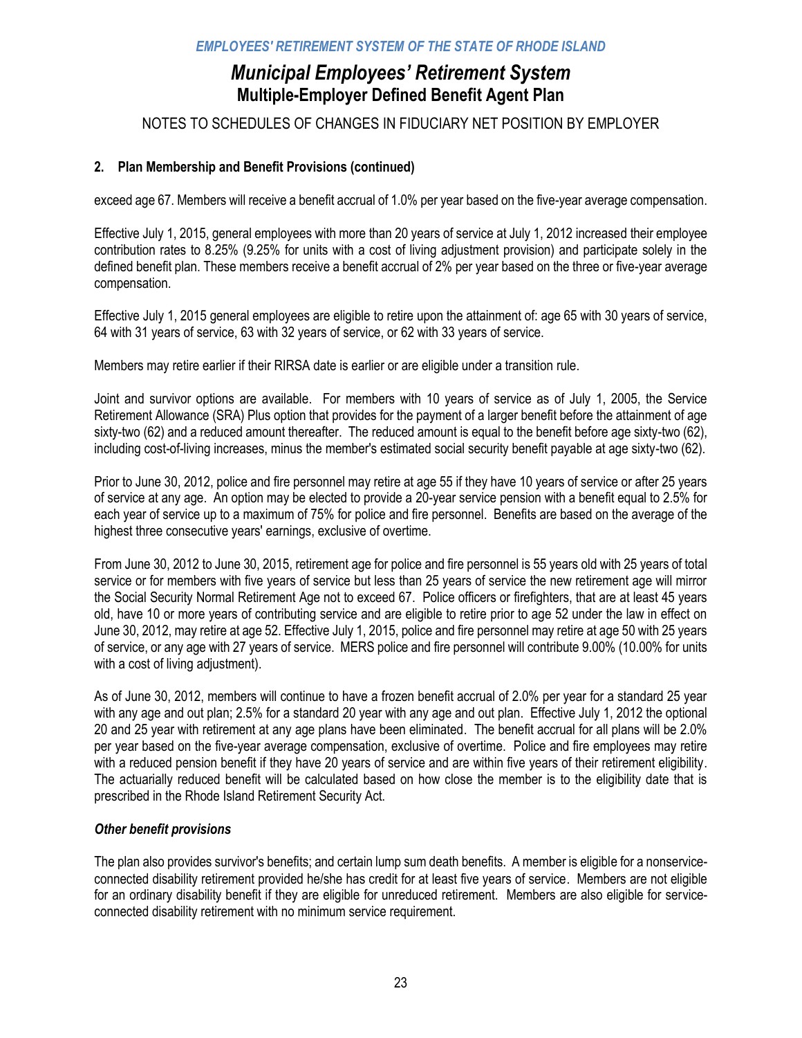## 2. Plan Membership and Benefit Provisions (continued)

exceed age 67. Members will receive a benefit accrual of 1.0% per year based on the five-year average compensation.

Effective July 1, 2015, general employees with more than 20 years of service at July 1, 2012 increased their employee contribution rates to 8.25% (9.25% for units with a cost of living adjustment provision) and participate solely in the defined benefit plan. These members receive a benefit accrual of 2% per year based on the three or five-year average compensation.

Effective July 1, 2015 general employees are eligible to retire upon the attainment of: age 65 with 30 years of service, 64 with 31 years of service, 63 with 32 years of service, or 62 with 33 years of service.

Members may retire earlier if their RIRSA date is earlier or are eligible under a transition rule.

Joint and survivor options are available. For members with 10 years of service as of July 1, 2005, the Service Retirement Allowance (SRA) Plus option that provides for the payment of a larger benefit before the attainment of age sixty-two (62) and a reduced amount thereafter. The reduced amount is equal to the benefit before age sixty-two (62), including cost-of-living increases, minus the member's estimated social security benefit payable at age sixty-two (62).

Prior to June 30, 2012, police and fire personnel may retire at age 55 if they have 10 years of service or after 25 years of service at any age. An option may be elected to provide a 20-year service pension with a benefit equal to 2.5% for each year of service up to a maximum of 75% for police and fire personnel. Benefits are based on the average of the highest three consecutive years' earnings, exclusive of overtime.

From June 30, 2012 to June 30, 2015, retirement age for police and fire personnel is 55 years old with 25 years of total service or for members with five years of service but less than 25 years of service the new retirement age will mirror the Social Security Normal Retirement Age not to exceed 67. Police officers or firefighters, that are at least 45 years old, have 10 or more years of contributing service and are eligible to retire prior to age 52 under the law in effect on June 30, 2012, may retire at age 52. Effective July 1, 2015, police and fire personnel may retire at age 50 with 25 years of service, or any age with 27 years of service. MERS police and fire personnel will contribute 9.00% (10.00% for units with a cost of living adjustment).

As of June 30, 2012, members will continue to have a frozen benefit accrual of 2.0% per year for a standard 25 year with any age and out plan; 2.5% for a standard 20 year with any age and out plan. Effective July 1, 2012 the optional 20 and 25 year with retirement at any age plans have been eliminated. The benefit accrual for all plans will be 2.0% per year based on the five-year average compensation, exclusive of overtime. Police and fire employees may retire with a reduced pension benefit if they have 20 years of service and are within five years of their retirement eligibility. The actuarially reduced benefit will be calculated based on how close the member is to the eligibility date that is prescribed in the Rhode Island Retirement Security Act.

### *Other benefit provisions*

The plan also provides survivor's benefits; and certain lump sum death benefits. A member is eligible for a nonservice-connected disability retirement provided he/she has credit for at least five years of service. Members are not eligible for an ordinary disability benefit if they are eligible for unreduced retirement. Members are also eligible for service-connected disability retirement with no minimum service requirement.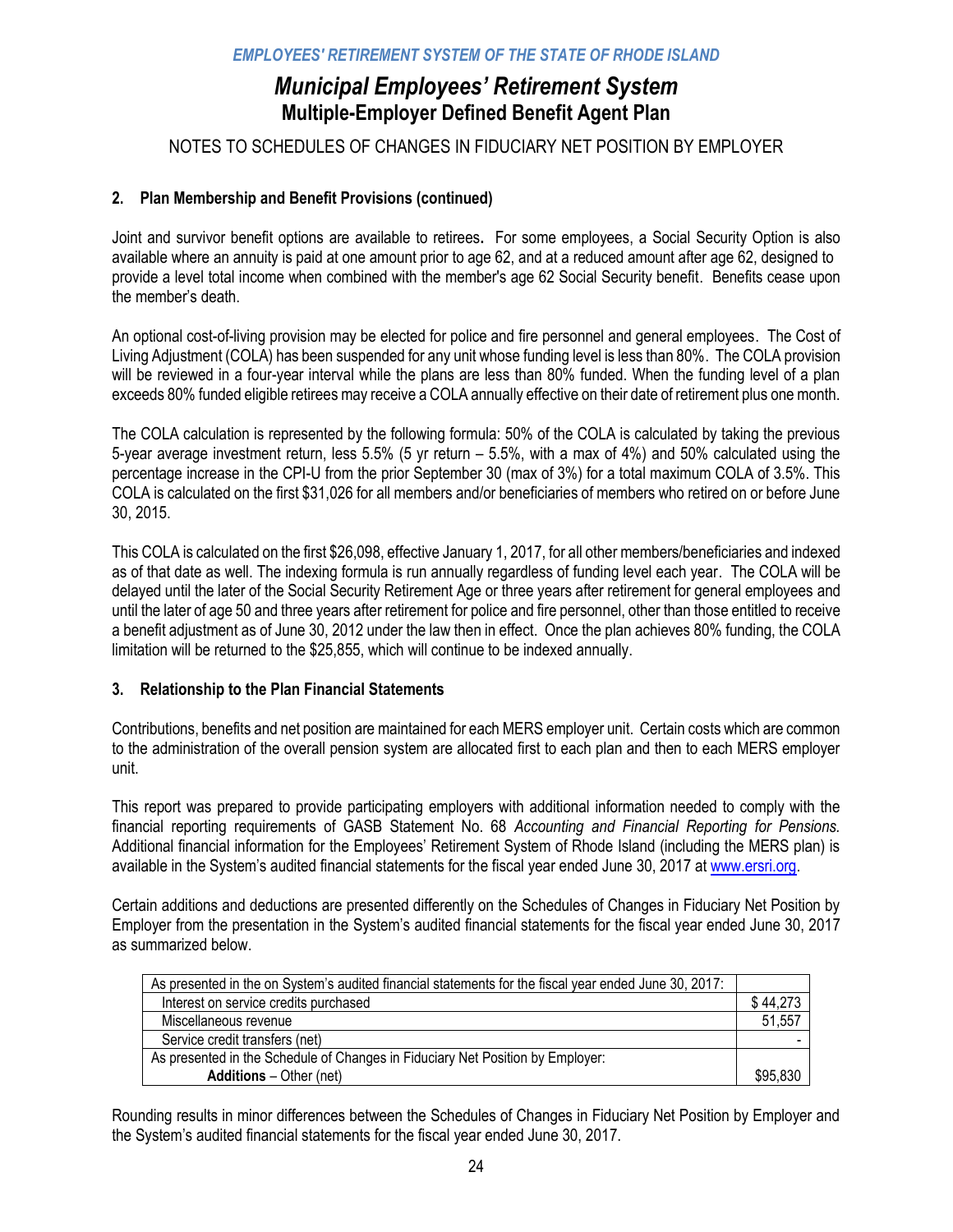# Municipal Employees' Retirement System

## Multiple-Employer Defined Benefit Agent Plan

NOTES TO SCHEDULES OF CHANGES IN FIDUCIARY NET POSITION BY EMPLOYER

### 2. Plan Membership and Benefit Provisions (continued)

Joint and survivor benefit options are available to retirees**.** For some employees, a Social Security Option is also available where an annuity is paid at one amount prior to age 62, and at a reduced amount after age 62, designed to provide a level total income when combined with the member's age 62 Social Security benefit. Benefits cease upon the member's death.

An optional cost-of-living provision may be elected for police and fire personnel and general employees. The Cost of Living Adjustment (COLA) has been suspended for any unit whose funding level is less than 80%. The COLA provision will be reviewed in a four-year interval while the plans are less than 80% funded. When the funding level of a plan exceeds 80% funded eligible retirees may receive a COLA annually effective on their date of retirement plus one month.

The COLA calculation is represented by the following formula: 50% of the COLA is calculated by taking the previous 5-year average investment return, less 5.5% (5 yr return – 5.5%, with a max of 4%) and 50% calculated using the percentage increase in the CPI-U from the prior September 30 (max of 3%) for a total maximum COLA of 3.5%. This COLA is calculated on the first $31,026 for all members and/or beneficiaries of members who retired on or before June 30, 2015.

This COLA is calculated on the first $26,098, effective January 1, 2017, for all other members/beneficiaries and indexed as of that date as well. The indexing formula is run annually regardless of funding level each year. The COLA will be delayed until the later of the Social Security Retirement Age or three years after retirement for general employees and until the later of age 50 and three years after retirement for police and fire personnel, other than those entitled to receive a benefit adjustment as of June 30, 2012 under the law then in effect. Once the plan achieves 80% funding, the COLA limitation will be returned to the $25,855, which will continue to be indexed annually.

### 3. Relationship to the Plan Financial Statements

Contributions, benefits and net position are maintained for each MERS employer unit. Certain costs which are common to the administration of the overall pension system are allocated first to each plan and then to each MERS employer unit.

This report was prepared to provide participating employers with additional information needed to comply with the financial reporting requirements of GASB Statement No. 68 *Accounting and Financial Reporting for Pensions.* Additional financial information for the Employees' Retirement System of Rhode Island (including the MERS plan) is available in the System's audited financial statements for the fiscal year ended June 30, 2017 at www.ersri.org.

Certain additions and deductions are presented differently on the Schedules of Changes in Fiduciary Net Position by Employer from the presentation in the System's audited financial statements for the fiscal year ended June 30, 2017 as summarized below.

| As presented in the on System's audited financial statements for the fiscal year ended June 30, 2017: | |
|---|---|
| Interest on service credits purchased | $ 44,273 |
| Miscellaneous revenue | 51,557 |
| Service credit transfers (net) | - |
| As presented in the Schedule of Changes in Fiduciary Net Position by Employer: | |
| **Additions** – Other (net) | $95,830 |

Rounding results in minor differences between the Schedules of Changes in Fiduciary Net Position by Employer and the System's audited financial statements for the fiscal year ended June 30, 2017.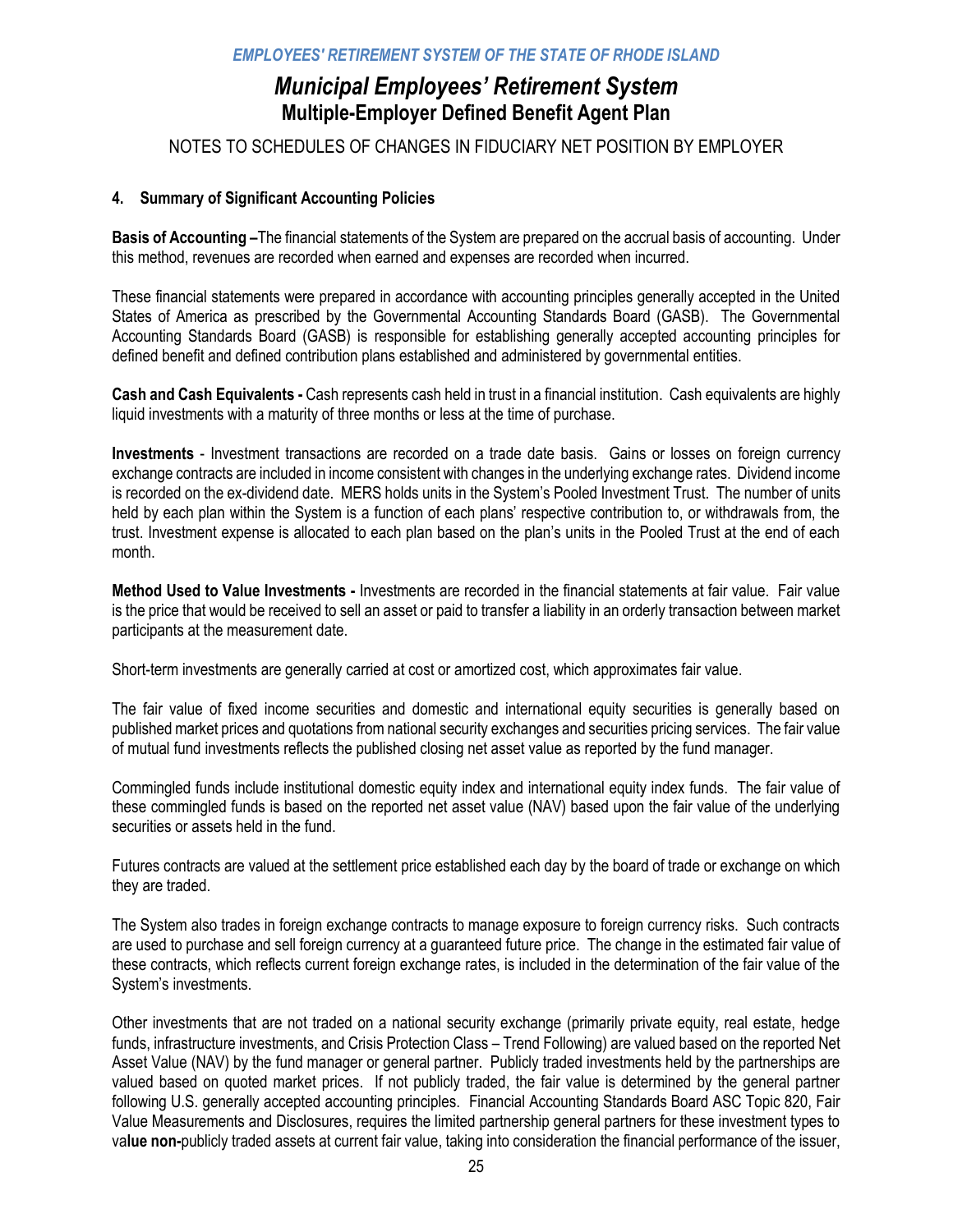EMPLOYEES' RETIREMENT SYSTEM OF THE STATE OF RHODE ISLAND

# Municipal Employees' Retirement System

## Multiple-Employer Defined Benefit Agent Plan

NOTES TO SCHEDULES OF CHANGES IN FIDUCIARY NET POSITION BY EMPLOYER

### 4. Summary of Significant Accounting Policies

**Basis of Accounting –**The financial statements of the System are prepared on the accrual basis of accounting. Under this method, revenues are recorded when earned and expenses are recorded when incurred.

These financial statements were prepared in accordance with accounting principles generally accepted in the United States of America as prescribed by the Governmental Accounting Standards Board (GASB). The Governmental Accounting Standards Board (GASB) is responsible for establishing generally accepted accounting principles for defined benefit and defined contribution plans established and administered by governmental entities.

**Cash and Cash Equivalents -** Cash represents cash held in trust in a financial institution. Cash equivalents are highly liquid investments with a maturity of three months or less at the time of purchase.

**Investments** - Investment transactions are recorded on a trade date basis. Gains or losses on foreign currency exchange contracts are included in income consistent with changes in the underlying exchange rates. Dividend income is recorded on the ex-dividend date. MERS holds units in the System's Pooled Investment Trust. The number of units held by each plan within the System is a function of each plans' respective contribution to, or withdrawals from, the trust. Investment expense is allocated to each plan based on the plan's units in the Pooled Trust at the end of each month.

**Method Used to Value Investments -** Investments are recorded in the financial statements at fair value. Fair value is the price that would be received to sell an asset or paid to transfer a liability in an orderly transaction between market participants at the measurement date.

Short-term investments are generally carried at cost or amortized cost, which approximates fair value.

The fair value of fixed income securities and domestic and international equity securities is generally based on published market prices and quotations from national security exchanges and securities pricing services. The fair value of mutual fund investments reflects the published closing net asset value as reported by the fund manager.

Commingled funds include institutional domestic equity index and international equity index funds. The fair value of these commingled funds is based on the reported net asset value (NAV) based upon the fair value of the underlying securities or assets held in the fund.

Futures contracts are valued at the settlement price established each day by the board of trade or exchange on which they are traded.

The System also trades in foreign exchange contracts to manage exposure to foreign currency risks. Such contracts are used to purchase and sell foreign currency at a guaranteed future price. The change in the estimated fair value of these contracts, which reflects current foreign exchange rates, is included in the determination of the fair value of the System's investments.

Other investments that are not traded on a national security exchange (primarily private equity, real estate, hedge funds, infrastructure investments, and Crisis Protection Class – Trend Following) are valued based on the reported Net Asset Value (NAV) by the fund manager or general partner. Publicly traded investments held by the partnerships are valued based on quoted market prices. If not publicly traded, the fair value is determined by the general partner following U.S. generally accepted accounting principles. Financial Accounting Standards Board ASC Topic 820, Fair Value Measurements and Disclosures, requires the limited partnership general partners for these investment types to value non-publicly traded assets at current fair value, taking into consideration the financial performance of the issuer,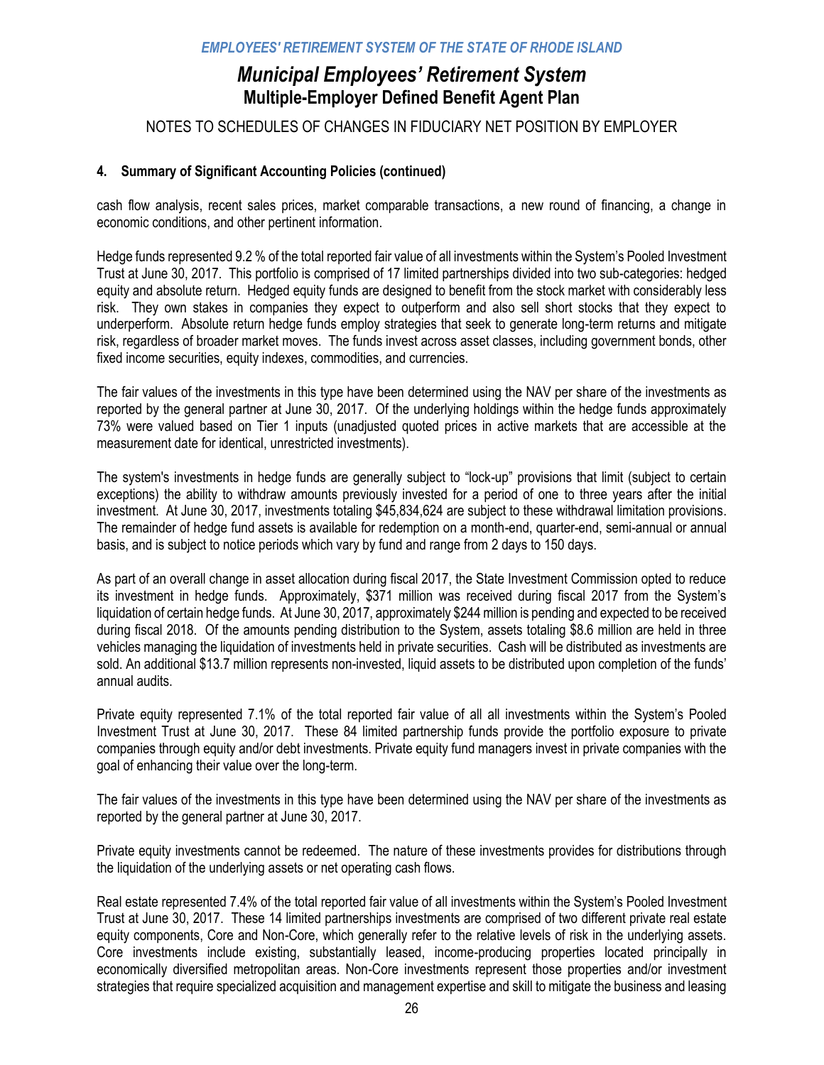# Municipal Employees' Retirement System

## Multiple-Employer Defined Benefit Agent Plan

NOTES TO SCHEDULES OF CHANGES IN FIDUCIARY NET POSITION BY EMPLOYER

### 4. Summary of Significant Accounting Policies (continued)

cash flow analysis, recent sales prices, market comparable transactions, a new round of financing, a change in economic conditions, and other pertinent information.

Hedge funds represented 9.2 % of the total reported fair value of all investments within the System's Pooled Investment Trust at June 30, 2017. This portfolio is comprised of 17 limited partnerships divided into two sub-categories: hedged equity and absolute return. Hedged equity funds are designed to benefit from the stock market with considerably less risk. They own stakes in companies they expect to outperform and also sell short stocks that they expect to underperform. Absolute return hedge funds employ strategies that seek to generate long-term returns and mitigate risk, regardless of broader market moves. The funds invest across asset classes, including government bonds, other fixed income securities, equity indexes, commodities, and currencies.

The fair values of the investments in this type have been determined using the NAV per share of the investments as reported by the general partner at June 30, 2017. Of the underlying holdings within the hedge funds approximately 73% were valued based on Tier 1 inputs (unadjusted quoted prices in active markets that are accessible at the measurement date for identical, unrestricted investments).

The system's investments in hedge funds are generally subject to "lock-up" provisions that limit (subject to certain exceptions) the ability to withdraw amounts previously invested for a period of one to three years after the initial investment. At June 30, 2017, investments totaling $45,834,624 are subject to these withdrawal limitation provisions. The remainder of hedge fund assets is available for redemption on a month-end, quarter-end, semi-annual or annual basis, and is subject to notice periods which vary by fund and range from 2 days to 150 days.

As part of an overall change in asset allocation during fiscal 2017, the State Investment Commission opted to reduce its investment in hedge funds. Approximately, $371 million was received during fiscal 2017 from the System's liquidation of certain hedge funds. At June 30, 2017, approximately $244 million is pending and expected to be received during fiscal 2018. Of the amounts pending distribution to the System, assets totaling $8.6 million are held in three vehicles managing the liquidation of investments held in private securities. Cash will be distributed as investments are sold. An additional $13.7 million represents non-invested, liquid assets to be distributed upon completion of the funds' annual audits.

Private equity represented 7.1% of the total reported fair value of all all investments within the System's Pooled Investment Trust at June 30, 2017. These 84 limited partnership funds provide the portfolio exposure to private companies through equity and/or debt investments. Private equity fund managers invest in private companies with the goal of enhancing their value over the long-term.

The fair values of the investments in this type have been determined using the NAV per share of the investments as reported by the general partner at June 30, 2017.

Private equity investments cannot be redeemed. The nature of these investments provides for distributions through the liquidation of the underlying assets or net operating cash flows.

Real estate represented 7.4% of the total reported fair value of all investments within the System's Pooled Investment Trust at June 30, 2017. These 14 limited partnerships investments are comprised of two different private real estate equity components, Core and Non-Core, which generally refer to the relative levels of risk in the underlying assets. Core investments include existing, substantially leased, income-producing properties located principally in economically diversified metropolitan areas. Non-Core investments represent those properties and/or investment strategies that require specialized acquisition and management expertise and skill to mitigate the business and leasing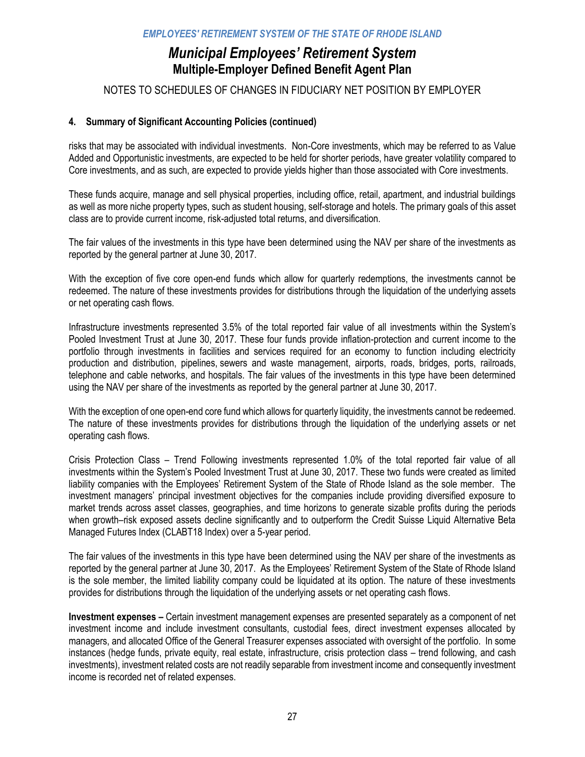#### 4. Summary of Significant Accounting Policies (continued)

risks that may be associated with individual investments. Non-Core investments, which may be referred to as Value Added and Opportunistic investments, are expected to be held for shorter periods, have greater volatility compared to Core investments, and as such, are expected to provide yields higher than those associated with Core investments.

These funds acquire, manage and sell physical properties, including office, retail, apartment, and industrial buildings as well as more niche property types, such as student housing, self-storage and hotels. The primary goals of this asset class are to provide current income, risk-adjusted total returns, and diversification.

The fair values of the investments in this type have been determined using the NAV per share of the investments as reported by the general partner at June 30, 2017.

With the exception of five core open-end funds which allow for quarterly redemptions, the investments cannot be redeemed. The nature of these investments provides for distributions through the liquidation of the underlying assets or net operating cash flows.

Infrastructure investments represented 3.5% of the total reported fair value of all investments within the System's Pooled Investment Trust at June 30, 2017. These four funds provide inflation-protection and current income to the portfolio through investments in facilities and services required for an economy to function including electricity production and distribution, pipelines, sewers and waste management, airports, roads, bridges, ports, railroads, telephone and cable networks, and hospitals. The fair values of the investments in this type have been determined using the NAV per share of the investments as reported by the general partner at June 30, 2017.

With the exception of one open-end core fund which allows for quarterly liquidity, the investments cannot be redeemed. The nature of these investments provides for distributions through the liquidation of the underlying assets or net operating cash flows.

Crisis Protection Class – Trend Following investments represented 1.0% of the total reported fair value of all investments within the System's Pooled Investment Trust at June 30, 2017. These two funds were created as limited liability companies with the Employees' Retirement System of the State of Rhode Island as the sole member. The investment managers' principal investment objectives for the companies include providing diversified exposure to market trends across asset classes, geographies, and time horizons to generate sizable profits during the periods when growth–risk exposed assets decline significantly and to outperform the Credit Suisse Liquid Alternative Beta Managed Futures Index (CLABT18 Index) over a 5-year period.

The fair values of the investments in this type have been determined using the NAV per share of the investments as reported by the general partner at June 30, 2017. As the Employees' Retirement System of the State of Rhode Island is the sole member, the limited liability company could be liquidated at its option. The nature of these investments provides for distributions through the liquidation of the underlying assets or net operating cash flows.

**Investment expenses –** Certain investment management expenses are presented separately as a component of net investment income and include investment consultants, custodial fees, direct investment expenses allocated by managers, and allocated Office of the General Treasurer expenses associated with oversight of the portfolio. In some instances (hedge funds, private equity, real estate, infrastructure, crisis protection class – trend following, and cash investments), investment related costs are not readily separable from investment income and consequently investment income is recorded net of related expenses.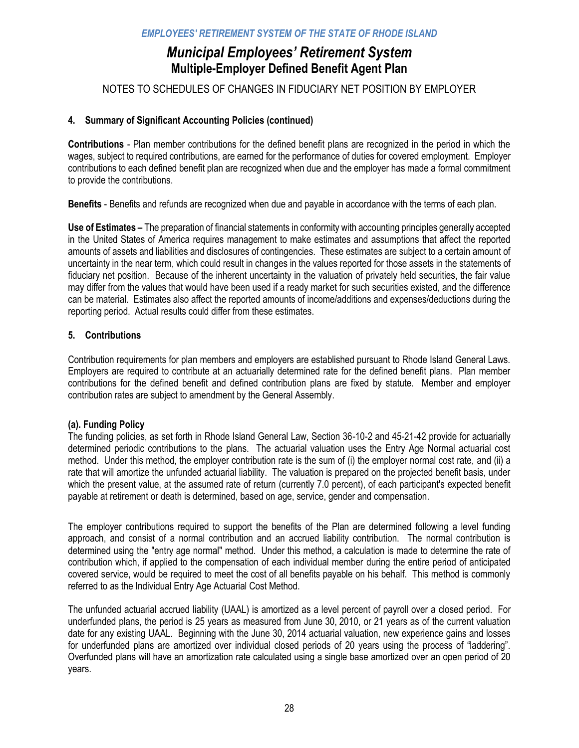# Municipal Employees' Retirement System

## Multiple-Employer Defined Benefit Agent Plan

NOTES TO SCHEDULES OF CHANGES IN FIDUCIARY NET POSITION BY EMPLOYER

### 4. Summary of Significant Accounting Policies (continued)

**Contributions** - Plan member contributions for the defined benefit plans are recognized in the period in which the wages, subject to required contributions, are earned for the performance of duties for covered employment. Employer contributions to each defined benefit plan are recognized when due and the employer has made a formal commitment to provide the contributions.

**Benefits** - Benefits and refunds are recognized when due and payable in accordance with the terms of each plan.

**Use of Estimates –** The preparation of financial statements in conformity with accounting principles generally accepted in the United States of America requires management to make estimates and assumptions that affect the reported amounts of assets and liabilities and disclosures of contingencies. These estimates are subject to a certain amount of uncertainty in the near term, which could result in changes in the values reported for those assets in the statements of fiduciary net position. Because of the inherent uncertainty in the valuation of privately held securities, the fair value may differ from the values that would have been used if a ready market for such securities existed, and the difference can be material. Estimates also affect the reported amounts of income/additions and expenses/deductions during the reporting period. Actual results could differ from these estimates.

### 5. Contributions

Contribution requirements for plan members and employers are established pursuant to Rhode Island General Laws. Employers are required to contribute at an actuarially determined rate for the defined benefit plans. Plan member contributions for the defined benefit and defined contribution plans are fixed by statute. Member and employer contribution rates are subject to amendment by the General Assembly.

#### (a). Funding Policy

The funding policies, as set forth in Rhode Island General Law, Section 36-10-2 and 45-21-42 provide for actuarially determined periodic contributions to the plans. The actuarial valuation uses the Entry Age Normal actuarial cost method. Under this method, the employer contribution rate is the sum of (i) the employer normal cost rate, and (ii) a rate that will amortize the unfunded actuarial liability. The valuation is prepared on the projected benefit basis, under which the present value, at the assumed rate of return (currently 7.0 percent), of each participant's expected benefit payable at retirement or death is determined, based on age, service, gender and compensation.

The employer contributions required to support the benefits of the Plan are determined following a level funding approach, and consist of a normal contribution and an accrued liability contribution. The normal contribution is determined using the "entry age normal" method. Under this method, a calculation is made to determine the rate of contribution which, if applied to the compensation of each individual member during the entire period of anticipated covered service, would be required to meet the cost of all benefits payable on his behalf. This method is commonly referred to as the Individual Entry Age Actuarial Cost Method.

The unfunded actuarial accrued liability (UAAL) is amortized as a level percent of payroll over a closed period. For underfunded plans, the period is 25 years as measured from June 30, 2010, or 21 years as of the current valuation date for any existing UAAL. Beginning with the June 30, 2014 actuarial valuation, new experience gains and losses for underfunded plans are amortized over individual closed periods of 20 years using the process of "laddering". Overfunded plans will have an amortization rate calculated using a single base amortized over an open period of 20 years.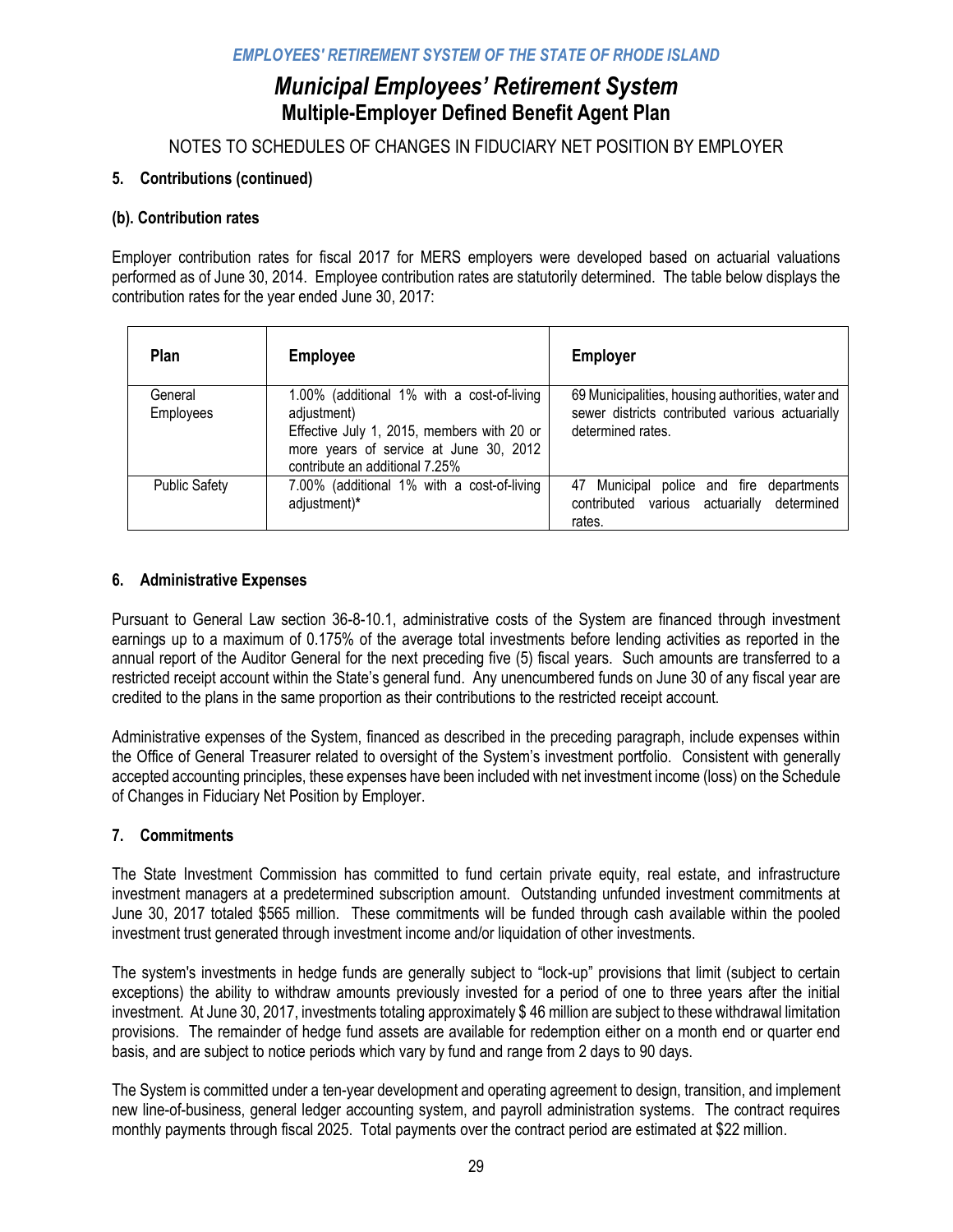# Municipal Employees' Retirement System

## Multiple-Employer Defined Benefit Agent Plan

NOTES TO SCHEDULES OF CHANGES IN FIDUCIARY NET POSITION BY EMPLOYER

### 5. Contributions (continued)

#### (b). Contribution rates

Employer contribution rates for fiscal 2017 for MERS employers were developed based on actuarial valuations performed as of June 30, 2014. Employee contribution rates are statutorily determined. The table below displays the contribution rates for the year ended June 30, 2017:

| Plan | Employee | Employer |
|---|---|---|
| General Employees | 1.00% (additional 1% with a cost-of-living adjustment) Effective July 1, 2015, members with 20 or more years of service at June 30, 2012 contribute an additional 7.25% | 69 Municipalities, housing authorities, water and sewer districts contributed various actuarially determined rates. |
| Public Safety | 7.00% (additional 1% with a cost-of-living adjustment)* | 47 Municipal police and fire departments contributed various actuarially determined rates. |

### 6. Administrative Expenses

Pursuant to General Law section 36-8-10.1, administrative costs of the System are financed through investment earnings up to a maximum of 0.175% of the average total investments before lending activities as reported in the annual report of the Auditor General for the next preceding five (5) fiscal years. Such amounts are transferred to a restricted receipt account within the State's general fund. Any unencumbered funds on June 30 of any fiscal year are credited to the plans in the same proportion as their contributions to the restricted receipt account.

Administrative expenses of the System, financed as described in the preceding paragraph, include expenses within the Office of General Treasurer related to oversight of the System's investment portfolio. Consistent with generally accepted accounting principles, these expenses have been included with net investment income (loss) on the Schedule of Changes in Fiduciary Net Position by Employer.

### 7. Commitments

The State Investment Commission has committed to fund certain private equity, real estate, and infrastructure investment managers at a predetermined subscription amount. Outstanding unfunded investment commitments at June 30, 2017 totaled $565 million. These commitments will be funded through cash available within the pooled investment trust generated through investment income and/or liquidation of other investments.

The system's investments in hedge funds are generally subject to "lock-up" provisions that limit (subject to certain exceptions) the ability to withdraw amounts previously invested for a period of one to three years after the initial investment. At June 30, 2017, investments totaling approximately $ 46 million are subject to these withdrawal limitation provisions. The remainder of hedge fund assets are available for redemption either on a month end or quarter end basis, and are subject to notice periods which vary by fund and range from 2 days to 90 days.

The System is committed under a ten-year development and operating agreement to design, transition, and implement new line-of-business, general ledger accounting system, and payroll administration systems. The contract requires monthly payments through fiscal 2025. Total payments over the contract period are estimated at $22 million.